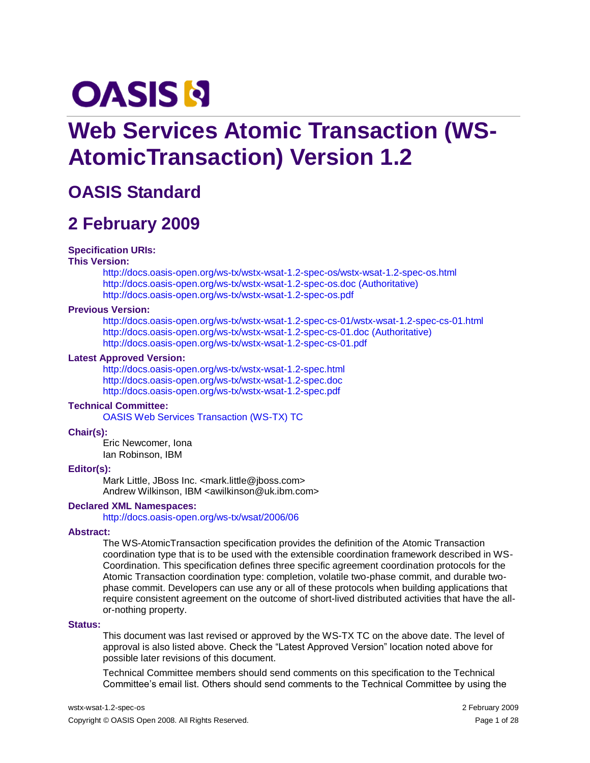# Web Services Atomic Transaction (WS-AtomicTransaction) Version 1.2

## OASIS Standard

## 2 February 2009

**Specification URIs:**

**This Version:**

http://docs.oasis-open.org/ws-tx/wstx-wsat-1.2-spec-os/wstx-wsat-1.2-spec-os.html
http://docs.oasis-open.org/ws-tx/wstx-wsat-1.2-spec-os.doc (Authoritative)
http://docs.oasis-open.org/ws-tx/wstx-wsat-1.2-spec-os.pdf

**Previous Version:**

http://docs.oasis-open.org/ws-tx/wstx-wsat-1.2-spec-cs-01/wstx-wsat-1.2-spec-cs-01.html
http://docs.oasis-open.org/ws-tx/wstx-wsat-1.2-spec-cs-01.doc (Authoritative)
http://docs.oasis-open.org/ws-tx/wstx-wsat-1.2-spec-cs-01.pdf

**Latest Approved Version:**

http://docs.oasis-open.org/ws-tx/wstx-wsat-1.2-spec.html
http://docs.oasis-open.org/ws-tx/wstx-wsat-1.2-spec.doc
http://docs.oasis-open.org/ws-tx/wstx-wsat-1.2-spec.pdf

**Technical Committee:**

OASIS Web Services Transaction (WS-TX) TC

**Chair(s):**

Eric Newcomer, Iona
Ian Robinson, IBM

**Editor(s):**

Mark Little, JBoss Inc. <mark.little@jboss.com>
Andrew Wilkinson, IBM <awilkinson@uk.ibm.com>

**Declared XML Namespaces:**

http://docs.oasis-open.org/ws-tx/wsat/2006/06

**Abstract:**

The WS-AtomicTransaction specification provides the definition of the Atomic Transaction coordination type that is to be used with the extensible coordination framework described in WS-Coordination. This specification defines three specific agreement coordination protocols for the Atomic Transaction coordination type: completion, volatile two-phase commit, and durable two-phase commit. Developers can use any or all of these protocols when building applications that require consistent agreement on the outcome of short-lived distributed activities that have the all-or-nothing property.

**Status:**

This document was last revised or approved by the WS-TX TC on the above date. The level of approval is also listed above. Check the "Latest Approved Version" location noted above for possible later revisions of this document.

Technical Committee members should send comments on this specification to the Technical Committee's email list. Others should send comments to the Technical Committee by using the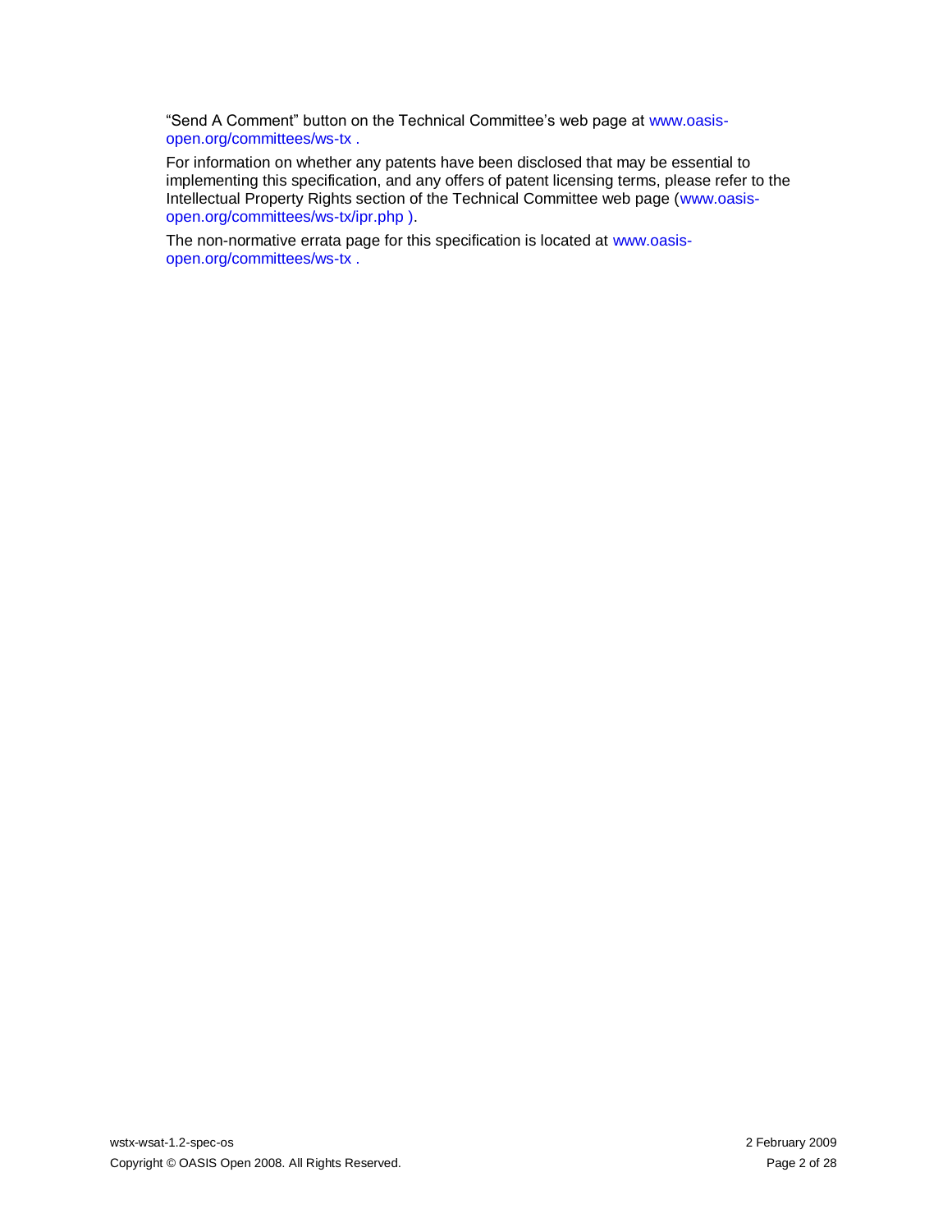"Send A Comment" button on the Technical Committee's web page at www.oasis-open.org/committees/ws-tx .

For information on whether any patents have been disclosed that may be essential to implementing this specification, and any offers of patent licensing terms, please refer to the Intellectual Property Rights section of the Technical Committee web page (www.oasis-open.org/committees/ws-tx/ipr.php ).

The non-normative errata page for this specification is located at www.oasis-open.org/committees/ws-tx .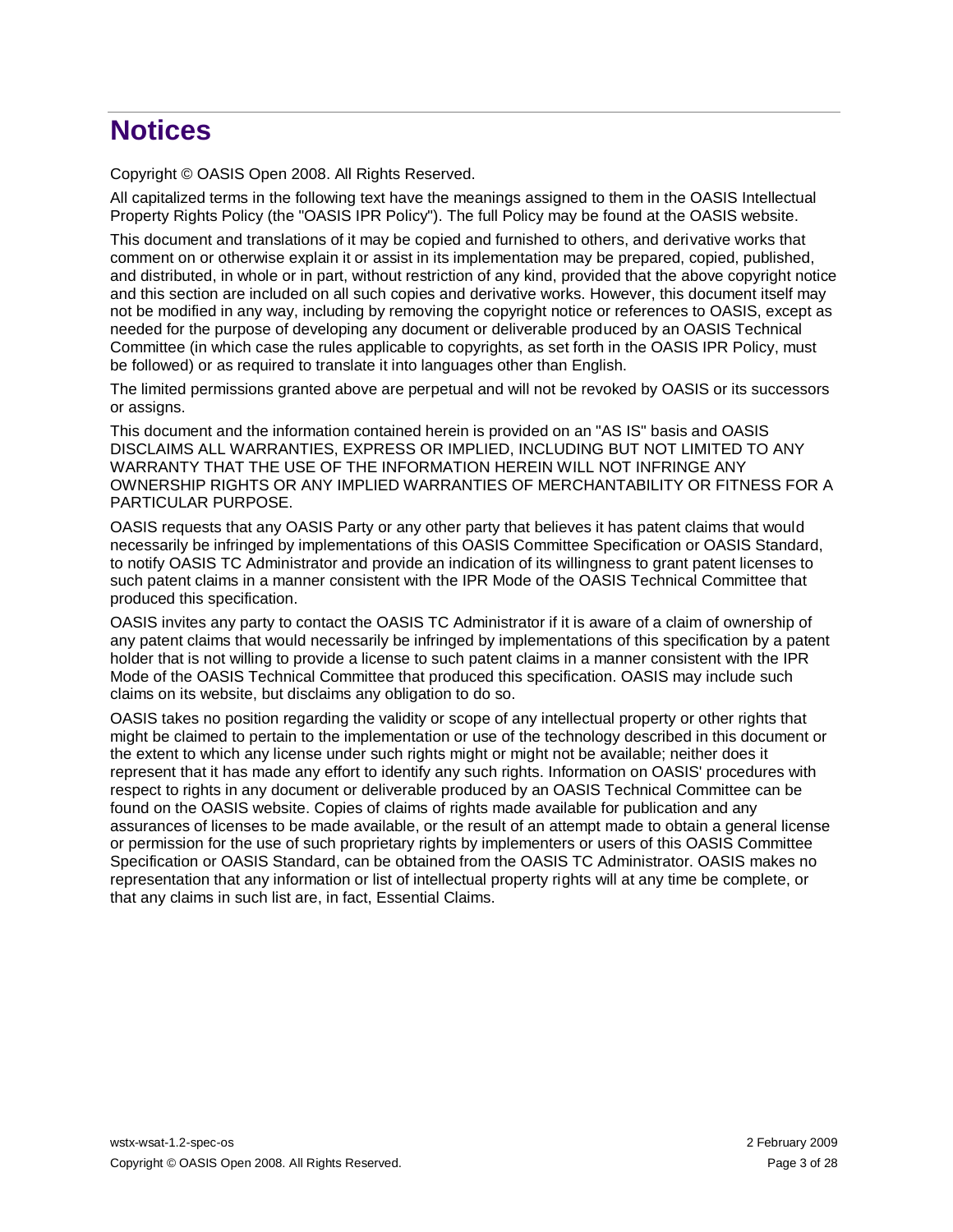# Notices

Copyright © OASIS Open 2008. All Rights Reserved.

All capitalized terms in the following text have the meanings assigned to them in the OASIS Intellectual Property Rights Policy (the "OASIS IPR Policy"). The full Policy may be found at the OASIS website.

This document and translations of it may be copied and furnished to others, and derivative works that comment on or otherwise explain it or assist in its implementation may be prepared, copied, published, and distributed, in whole or in part, without restriction of any kind, provided that the above copyright notice and this section are included on all such copies and derivative works. However, this document itself may not be modified in any way, including by removing the copyright notice or references to OASIS, except as needed for the purpose of developing any document or deliverable produced by an OASIS Technical Committee (in which case the rules applicable to copyrights, as set forth in the OASIS IPR Policy, must be followed) or as required to translate it into languages other than English.

The limited permissions granted above are perpetual and will not be revoked by OASIS or its successors or assigns.

This document and the information contained herein is provided on an "AS IS" basis and OASIS DISCLAIMS ALL WARRANTIES, EXPRESS OR IMPLIED, INCLUDING BUT NOT LIMITED TO ANY WARRANTY THAT THE USE OF THE INFORMATION HEREIN WILL NOT INFRINGE ANY OWNERSHIP RIGHTS OR ANY IMPLIED WARRANTIES OF MERCHANTABILITY OR FITNESS FOR A PARTICULAR PURPOSE.

OASIS requests that any OASIS Party or any other party that believes it has patent claims that would necessarily be infringed by implementations of this OASIS Committee Specification or OASIS Standard, to notify OASIS TC Administrator and provide an indication of its willingness to grant patent licenses to such patent claims in a manner consistent with the IPR Mode of the OASIS Technical Committee that produced this specification.

OASIS invites any party to contact the OASIS TC Administrator if it is aware of a claim of ownership of any patent claims that would necessarily be infringed by implementations of this specification by a patent holder that is not willing to provide a license to such patent claims in a manner consistent with the IPR Mode of the OASIS Technical Committee that produced this specification. OASIS may include such claims on its website, but disclaims any obligation to do so.

OASIS takes no position regarding the validity or scope of any intellectual property or other rights that might be claimed to pertain to the implementation or use of the technology described in this document or the extent to which any license under such rights might or might not be available; neither does it represent that it has made any effort to identify any such rights. Information on OASIS' procedures with respect to rights in any document or deliverable produced by an OASIS Technical Committee can be found on the OASIS website. Copies of claims of rights made available for publication and any assurances of licenses to be made available, or the result of an attempt made to obtain a general license or permission for the use of such proprietary rights by implementers or users of this OASIS Committee Specification or OASIS Standard, can be obtained from the OASIS TC Administrator. OASIS makes no representation that any information or list of intellectual property rights will at any time be complete, or that any claims in such list are, in fact, Essential Claims.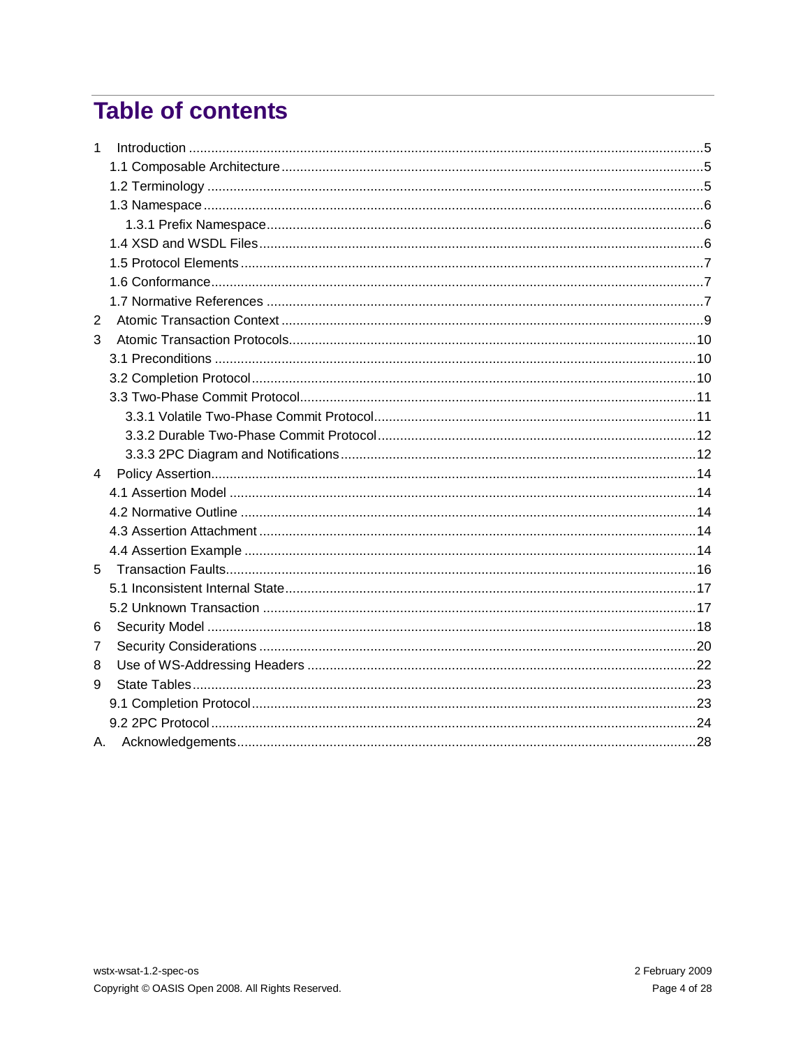# Table of contents

1 Introduction ..... 5
  1.1 Composable Architecture ..... 5
  1.2 Terminology ..... 5
  1.3 Namespace ..... 6
    1.3.1 Prefix Namespace ..... 6
  1.4 XSD and WSDL Files ..... 6
  1.5 Protocol Elements ..... 7
  1.6 Conformance ..... 7
  1.7 Normative References ..... 7
2 Atomic Transaction Context ..... 9
3 Atomic Transaction Protocols ..... 10
  3.1 Preconditions ..... 10
  3.2 Completion Protocol ..... 10
  3.3 Two-Phase Commit Protocol ..... 11
    3.3.1 Volatile Two-Phase Commit Protocol ..... 11
    3.3.2 Durable Two-Phase Commit Protocol ..... 12
    3.3.3 2PC Diagram and Notifications ..... 12
4 Policy Assertion ..... 14
  4.1 Assertion Model ..... 14
  4.2 Normative Outline ..... 14
  4.3 Assertion Attachment ..... 14
  4.4 Assertion Example ..... 14
5 Transaction Faults ..... 16
  5.1 Inconsistent Internal State ..... 17
  5.2 Unknown Transaction ..... 17
6 Security Model ..... 18
7 Security Considerations ..... 20
8 Use of WS-Addressing Headers ..... 22
9 State Tables ..... 23
  9.1 Completion Protocol ..... 23
  9.2 2PC Protocol ..... 24
A. Acknowledgements ..... 28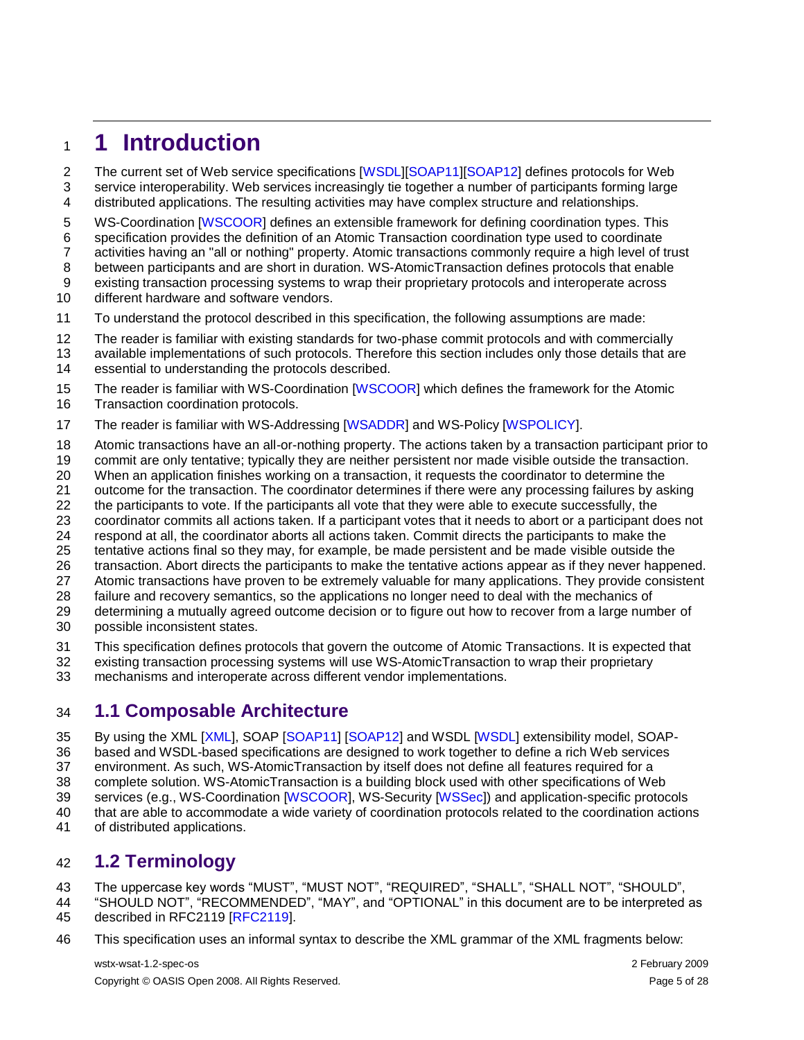# 1 Introduction

The current set of Web service specifications [WSDL][SOAP11][SOAP12] defines protocols for Web service interoperability. Web services increasingly tie together a number of participants forming large distributed applications. The resulting activities may have complex structure and relationships.

WS-Coordination [WSCOOR] defines an extensible framework for defining coordination types. This specification provides the definition of an Atomic Transaction coordination type used to coordinate activities having an "all or nothing" property. Atomic transactions commonly require a high level of trust between participants and are short in duration. WS-AtomicTransaction defines protocols that enable existing transaction processing systems to wrap their proprietary protocols and interoperate across different hardware and software vendors.

To understand the protocol described in this specification, the following assumptions are made:

The reader is familiar with existing standards for two-phase commit protocols and with commercially available implementations of such protocols. Therefore this section includes only those details that are essential to understanding the protocols described.

The reader is familiar with WS-Coordination [WSCOOR] which defines the framework for the Atomic Transaction coordination protocols.

The reader is familiar with WS-Addressing [WSADDR] and WS-Policy [WSPOLICY].

Atomic transactions have an all-or-nothing property. The actions taken by a transaction participant prior to commit are only tentative; typically they are neither persistent nor made visible outside the transaction. When an application finishes working on a transaction, it requests the coordinator to determine the outcome for the transaction. The coordinator determines if there were any processing failures by asking the participants to vote. If the participants all vote that they were able to execute successfully, the coordinator commits all actions taken. If a participant votes that it needs to abort or a participant does not respond at all, the coordinator aborts all actions taken. Commit directs the participants to make the tentative actions final so they may, for example, be made persistent and be made visible outside the transaction. Abort directs the participants to make the tentative actions appear as if they never happened. Atomic transactions have proven to be extremely valuable for many applications. They provide consistent failure and recovery semantics, so the applications no longer need to deal with the mechanics of determining a mutually agreed outcome decision or to figure out how to recover from a large number of possible inconsistent states.

This specification defines protocols that govern the outcome of Atomic Transactions. It is expected that existing transaction processing systems will use WS-AtomicTransaction to wrap their proprietary mechanisms and interoperate across different vendor implementations.

## 1.1 Composable Architecture

By using the XML [XML], SOAP [SOAP11] [SOAP12] and WSDL [WSDL] extensibility model, SOAP-based and WSDL-based specifications are designed to work together to define a rich Web services environment. As such, WS-AtomicTransaction by itself does not define all features required for a complete solution. WS-AtomicTransaction is a building block used with other specifications of Web services (e.g., WS-Coordination [WSCOOR], WS-Security [WSSec]) and application-specific protocols that are able to accommodate a wide variety of coordination protocols related to the coordination actions of distributed applications.

## 1.2 Terminology

The uppercase key words “MUST”, “MUST NOT”, “REQUIRED”, “SHALL”, “SHALL NOT”, “SHOULD”, “SHOULD NOT”, “RECOMMENDED”, “MAY”, and “OPTIONAL” in this document are to be interpreted as described in RFC2119 [RFC2119].

This specification uses an informal syntax to describe the XML grammar of the XML fragments below: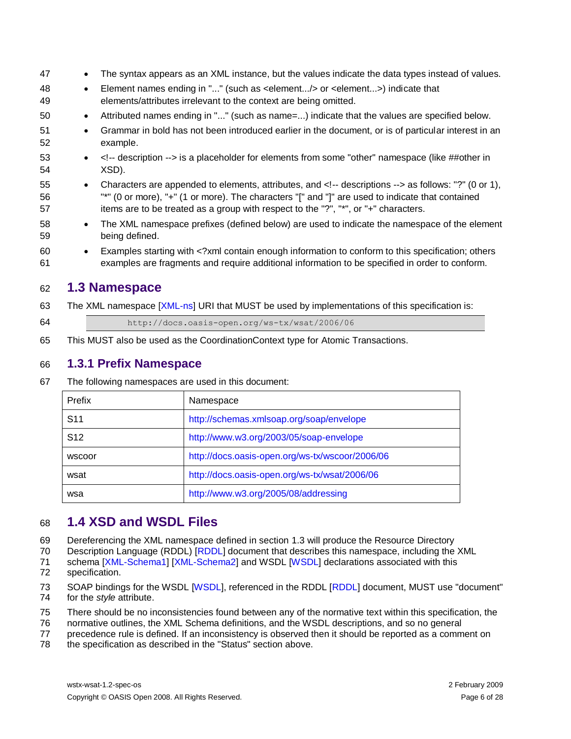- The syntax appears as an XML instance, but the values indicate the data types instead of values.
- Element names ending in "..." (such as <element.../> or <element...>) indicate that elements/attributes irrelevant to the context are being omitted.
- Attributed names ending in "..." (such as name=...) indicate that the values are specified below.
- Grammar in bold has not been introduced earlier in the document, or is of particular interest in an example.
- <!-- description --> is a placeholder for elements from some "other" namespace (like ##other in XSD).
- Characters are appended to elements, attributes, and <!-- descriptions --> as follows: "?" (0 or 1), "*" (0 or more), "+" (1 or more). The characters "[" and "]" are used to indicate that contained items are to be treated as a group with respect to the "?", "*", or "+" characters.
- The XML namespace prefixes (defined below) are used to indicate the namespace of the element being defined.
- Examples starting with <?xml contain enough information to conform to this specification; others examples are fragments and require additional information to be specified in order to conform.

## 1.3 Namespace

The XML namespace [XML-ns] URI that MUST be used by implementations of this specification is:

```
http://docs.oasis-open.org/ws-tx/wsat/2006/06
```

This MUST also be used as the CoordinationContext type for Atomic Transactions.

### 1.3.1 Prefix Namespace

The following namespaces are used in this document:

| Prefix | Namespace |
|---|---|
| S11 | http://schemas.xmlsoap.org/soap/envelope |
| S12 | http://www.w3.org/2003/05/soap-envelope |
| wscoor | http://docs.oasis-open.org/ws-tx/wscoor/2006/06 |
| wsat | http://docs.oasis-open.org/ws-tx/wsat/2006/06 |
| wsa | http://www.w3.org/2005/08/addressing |

## 1.4 XSD and WSDL Files

Dereferencing the XML namespace defined in section 1.3 will produce the Resource Directory Description Language (RDDL) [RDDL] document that describes this namespace, including the XML schema [XML-Schema1] [XML-Schema2] and WSDL [WSDL] declarations associated with this specification.

SOAP bindings for the WSDL [WSDL], referenced in the RDDL [RDDL] document, MUST use "document" for the *style* attribute.

There should be no inconsistencies found between any of the normative text within this specification, the normative outlines, the XML Schema definitions, and the WSDL descriptions, and so no general precedence rule is defined. If an inconsistency is observed then it should be reported as a comment on the specification as described in the "Status" section above.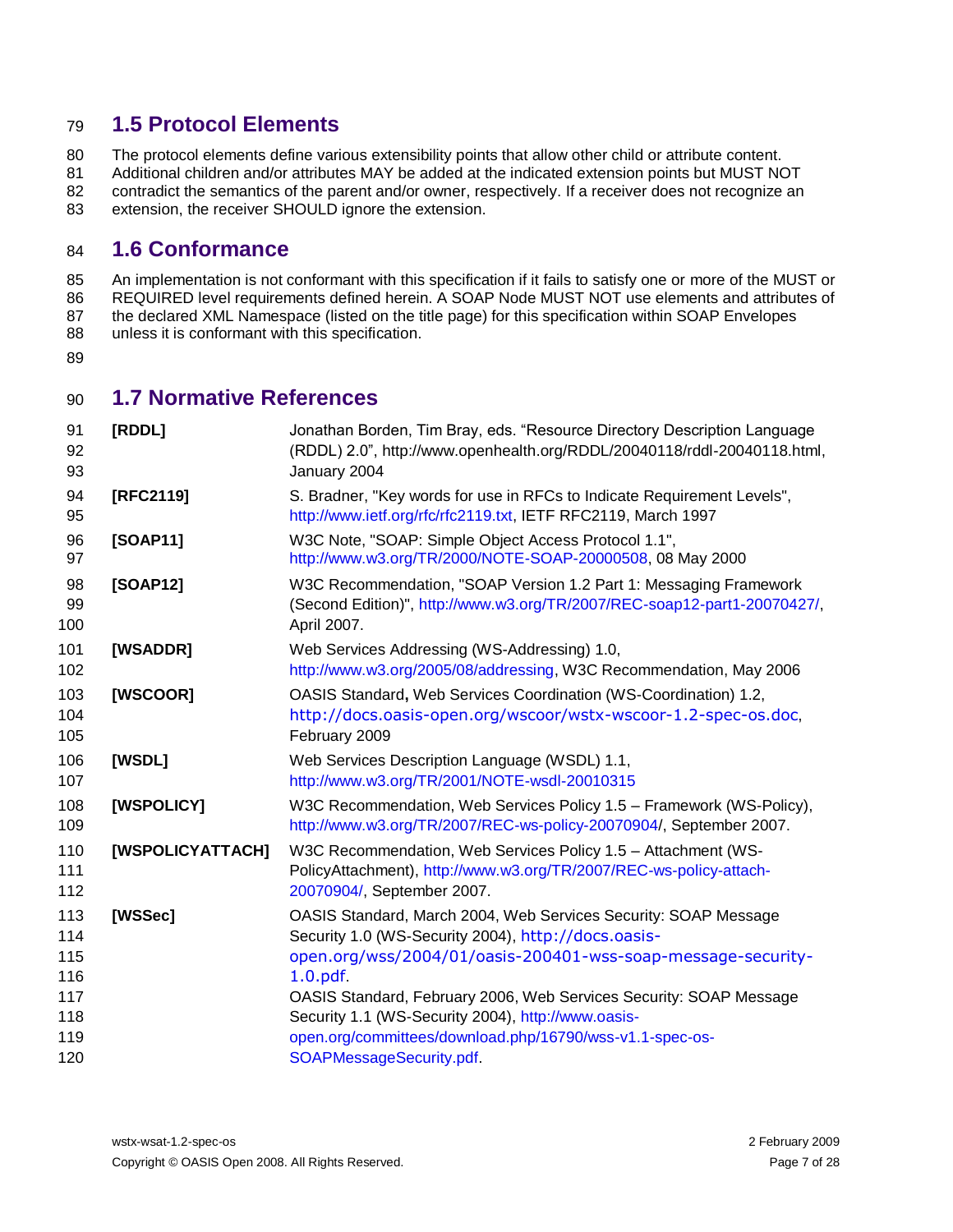## 1.5 Protocol Elements

The protocol elements define various extensibility points that allow other child or attribute content. Additional children and/or attributes MAY be added at the indicated extension points but MUST NOT contradict the semantics of the parent and/or owner, respectively. If a receiver does not recognize an extension, the receiver SHOULD ignore the extension.

## 1.6 Conformance

An implementation is not conformant with this specification if it fails to satisfy one or more of the MUST or REQUIRED level requirements defined herein. A SOAP Node MUST NOT use elements and attributes of the declared XML Namespace (listed on the title page) for this specification within SOAP Envelopes unless it is conformant with this specification.

## 1.7 Normative References

| | |
|---|---|
| **[RDDL]** | Jonathan Borden, Tim Bray, eds. "Resource Directory Description Language (RDDL) 2.0", http://www.openhealth.org/RDDL/20040118/rddl-20040118.html, January 2004 |
| **[RFC2119]** | S. Bradner, "Key words for use in RFCs to Indicate Requirement Levels", http://www.ietf.org/rfc/rfc2119.txt, IETF RFC2119, March 1997 |
| **[SOAP11]** | W3C Note, "SOAP: Simple Object Access Protocol 1.1", http://www.w3.org/TR/2000/NOTE-SOAP-20000508, 08 May 2000 |
| **[SOAP12]** | W3C Recommendation, "SOAP Version 1.2 Part 1: Messaging Framework (Second Edition)", http://www.w3.org/TR/2007/REC-soap12-part1-20070427/, April 2007. |
| **[WSADDR]** | Web Services Addressing (WS-Addressing) 1.0, http://www.w3.org/2005/08/addressing, W3C Recommendation, May 2006 |
| **[WSCOOR]** | OASIS Standard**,** Web Services Coordination (WS-Coordination) 1.2, http://docs.oasis-open.org/wscoor/wstx-wscoor-1.2-spec-os.doc, February 2009 |
| **[WSDL]** | Web Services Description Language (WSDL) 1.1, http://www.w3.org/TR/2001/NOTE-wsdl-20010315 |
| **[WSPOLICY]** | W3C Recommendation, Web Services Policy 1.5 – Framework (WS-Policy), http://www.w3.org/TR/2007/REC-ws-policy-20070904/, September 2007. |
| **[WSPOLICYATTACH]** | W3C Recommendation, Web Services Policy 1.5 – Attachment (WS-PolicyAttachment), http://www.w3.org/TR/2007/REC-ws-policy-attach-20070904/, September 2007. |
| **[WSSec]** | OASIS Standard, March 2004, Web Services Security: SOAP Message Security 1.0 (WS-Security 2004), http://docs.oasis-open.org/wss/2004/01/oasis-200401-wss-soap-message-security-1.0.pdf. OASIS Standard, February 2006, Web Services Security: SOAP Message Security 1.1 (WS-Security 2004), http://www.oasis-open.org/committees/download.php/16790/wss-v1.1-spec-os-SOAPMessageSecurity.pdf. |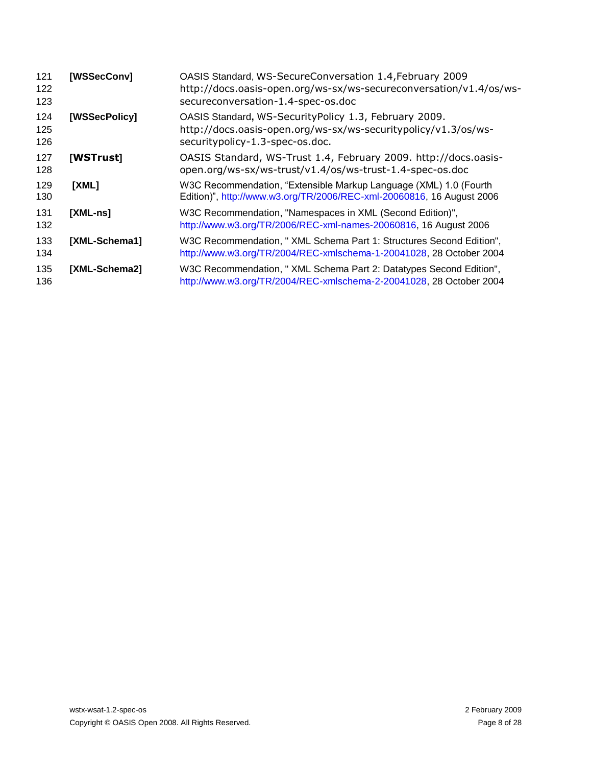**[WSSecConv]** OASIS Standard, WS-SecureConversation 1.4,February 2009 http://docs.oasis-open.org/ws-sx/ws-secureconversation/v1.4/os/ws-secureconversation-1.4-spec-os.doc

**[WSSecPolicy]** OASIS Standard, WS-SecurityPolicy 1.3, February 2009. http://docs.oasis-open.org/ws-sx/ws-securitypolicy/v1.3/os/ws-securitypolicy-1.3-spec-os.doc.

**[WSTrust]** OASIS Standard, WS-Trust 1.4, February 2009. http://docs.oasis-open.org/ws-sx/ws-trust/v1.4/os/ws-trust-1.4-spec-os.doc

**[XML]** W3C Recommendation, “Extensible Markup Language (XML) 1.0 (Fourth Edition)”, http://www.w3.org/TR/2006/REC-xml-20060816, 16 August 2006

**[XML-ns]** W3C Recommendation, "Namespaces in XML (Second Edition)", http://www.w3.org/TR/2006/REC-xml-names-20060816, 16 August 2006

**[XML-Schema1]** W3C Recommendation, " XML Schema Part 1: Structures Second Edition", http://www.w3.org/TR/2004/REC-xmlschema-1-20041028, 28 October 2004

**[XML-Schema2]** W3C Recommendation, " XML Schema Part 2: Datatypes Second Edition", http://www.w3.org/TR/2004/REC-xmlschema-2-20041028, 28 October 2004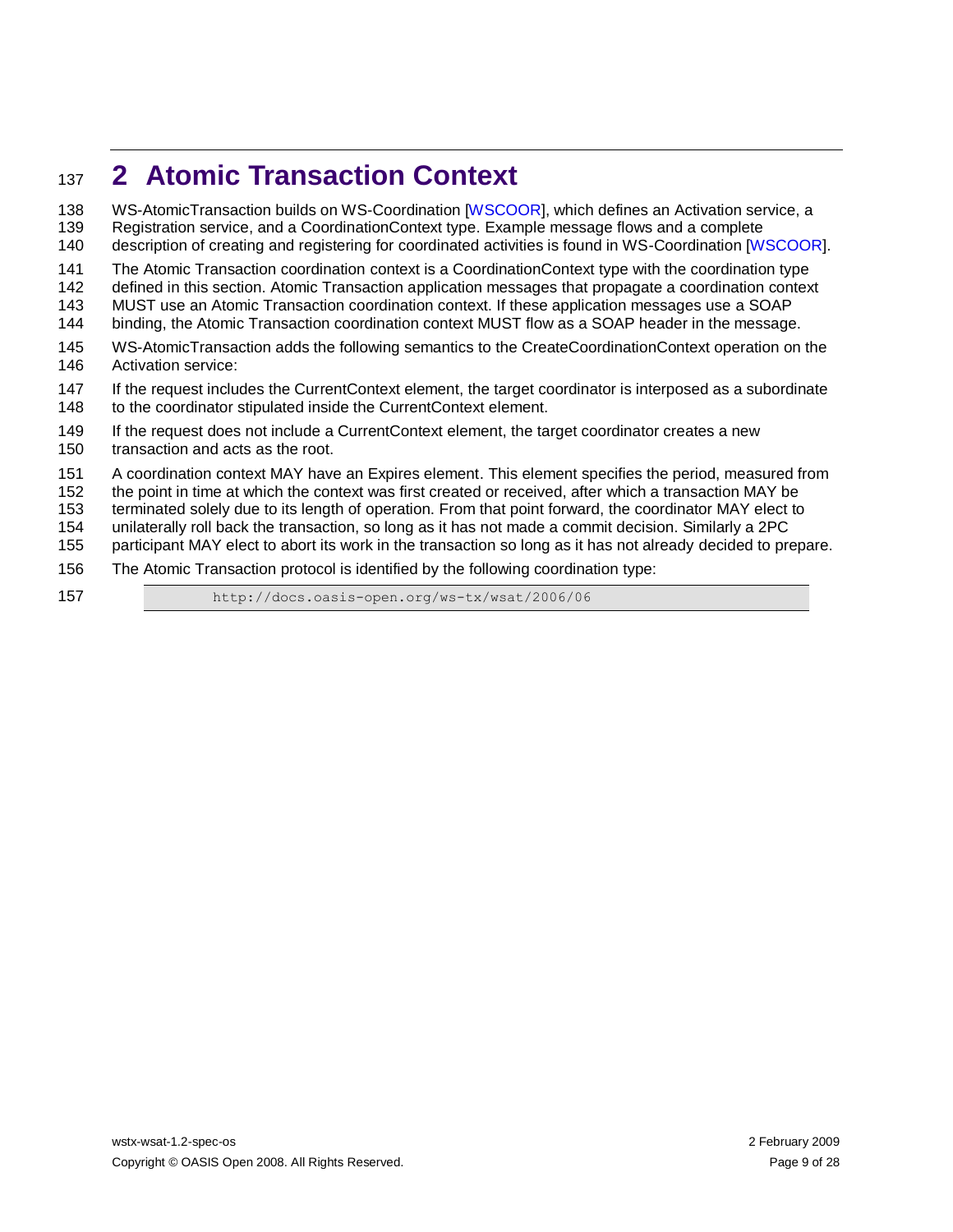# 2 Atomic Transaction Context

WS-AtomicTransaction builds on WS-Coordination [WSCOOR], which defines an Activation service, a Registration service, and a CoordinationContext type. Example message flows and a complete description of creating and registering for coordinated activities is found in WS-Coordination [WSCOOR].

The Atomic Transaction coordination context is a CoordinationContext type with the coordination type defined in this section. Atomic Transaction application messages that propagate a coordination context MUST use an Atomic Transaction coordination context. If these application messages use a SOAP binding, the Atomic Transaction coordination context MUST flow as a SOAP header in the message.

WS-AtomicTransaction adds the following semantics to the CreateCoordinationContext operation on the Activation service:

If the request includes the CurrentContext element, the target coordinator is interposed as a subordinate to the coordinator stipulated inside the CurrentContext element.

If the request does not include a CurrentContext element, the target coordinator creates a new transaction and acts as the root.

A coordination context MAY have an Expires element. This element specifies the period, measured from the point in time at which the context was first created or received, after which a transaction MAY be terminated solely due to its length of operation. From that point forward, the coordinator MAY elect to unilaterally roll back the transaction, so long as it has not made a commit decision. Similarly a 2PC participant MAY elect to abort its work in the transaction so long as it has not already decided to prepare.

The Atomic Transaction protocol is identified by the following coordination type:

```
http://docs.oasis-open.org/ws-tx/wsat/2006/06
```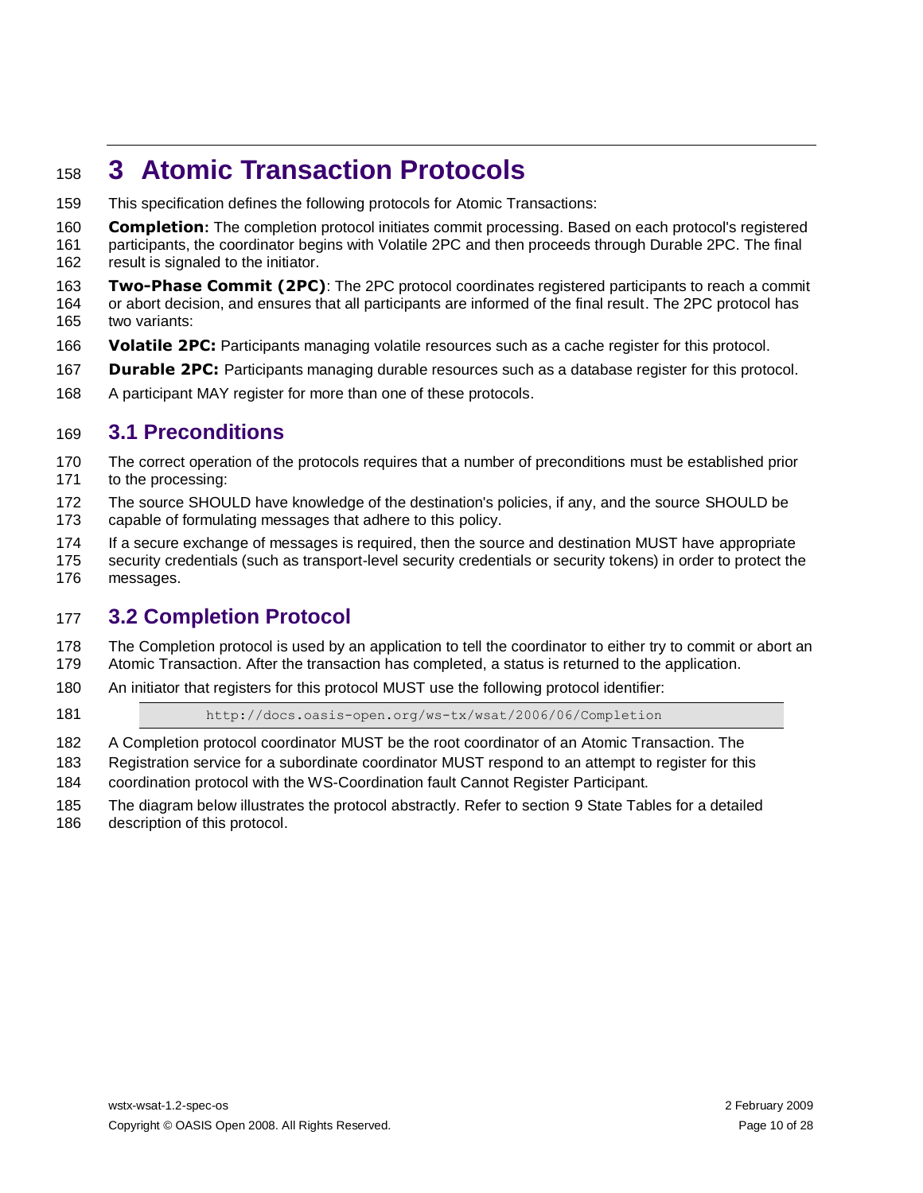# 3 Atomic Transaction Protocols

This specification defines the following protocols for Atomic Transactions:

**Completion:** The completion protocol initiates commit processing. Based on each protocol's registered participants, the coordinator begins with Volatile 2PC and then proceeds through Durable 2PC. The final result is signaled to the initiator.

**Two-Phase Commit (2PC)**: The 2PC protocol coordinates registered participants to reach a commit or abort decision, and ensures that all participants are informed of the final result. The 2PC protocol has two variants:

**Volatile 2PC:** Participants managing volatile resources such as a cache register for this protocol.

**Durable 2PC:** Participants managing durable resources such as a database register for this protocol.

A participant MAY register for more than one of these protocols.

## 3.1 Preconditions

The correct operation of the protocols requires that a number of preconditions must be established prior to the processing:

The source SHOULD have knowledge of the destination's policies, if any, and the source SHOULD be capable of formulating messages that adhere to this policy.

If a secure exchange of messages is required, then the source and destination MUST have appropriate security credentials (such as transport-level security credentials or security tokens) in order to protect the messages.

## 3.2 Completion Protocol

The Completion protocol is used by an application to tell the coordinator to either try to commit or abort an Atomic Transaction. After the transaction has completed, a status is returned to the application.

An initiator that registers for this protocol MUST use the following protocol identifier:

```
http://docs.oasis-open.org/ws-tx/wsat/2006/06/Completion
```

A Completion protocol coordinator MUST be the root coordinator of an Atomic Transaction. The Registration service for a subordinate coordinator MUST respond to an attempt to register for this coordination protocol with the WS-Coordination fault Cannot Register Participant.

The diagram below illustrates the protocol abstractly. Refer to section 9 State Tables for a detailed description of this protocol.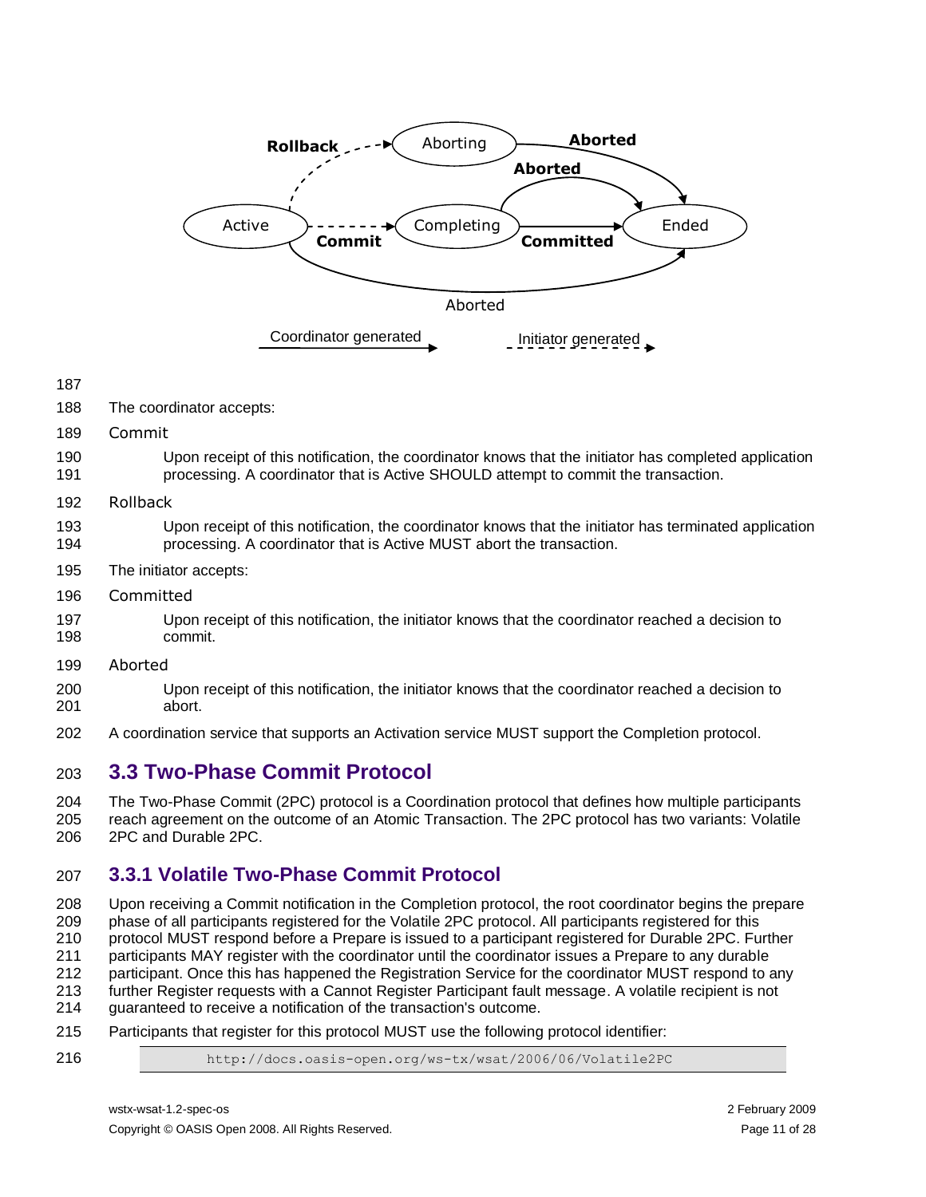Rollback

Aborting

Aborted

Aborted

Active

Completing

Ended

Commit

Committed

Aborted

Coordinator generated

Initiator generated

The coordinator accepts:

Commit

Upon receipt of this notification, the coordinator knows that the initiator has completed application processing. A coordinator that is Active SHOULD attempt to commit the transaction.

Rollback

Upon receipt of this notification, the coordinator knows that the initiator has terminated application processing. A coordinator that is Active MUST abort the transaction.

The initiator accepts:

Committed

Upon receipt of this notification, the initiator knows that the coordinator reached a decision to commit.

Aborted

Upon receipt of this notification, the initiator knows that the coordinator reached a decision to abort.

A coordination service that supports an Activation service MUST support the Completion protocol.

## 3.3 Two-Phase Commit Protocol

The Two-Phase Commit (2PC) protocol is a Coordination protocol that defines how multiple participants reach agreement on the outcome of an Atomic Transaction. The 2PC protocol has two variants: Volatile 2PC and Durable 2PC.

### 3.3.1 Volatile Two-Phase Commit Protocol

Upon receiving a Commit notification in the Completion protocol, the root coordinator begins the prepare phase of all participants registered for the Volatile 2PC protocol. All participants registered for this protocol MUST respond before a Prepare is issued to a participant registered for Durable 2PC. Further participants MAY register with the coordinator until the coordinator issues a Prepare to any durable participant. Once this has happened the Registration Service for the coordinator MUST respond to any further Register requests with a Cannot Register Participant fault message. A volatile recipient is not guaranteed to receive a notification of the transaction's outcome.

Participants that register for this protocol MUST use the following protocol identifier:

```
http://docs.oasis-open.org/ws-tx/wsat/2006/06/Volatile2PC
```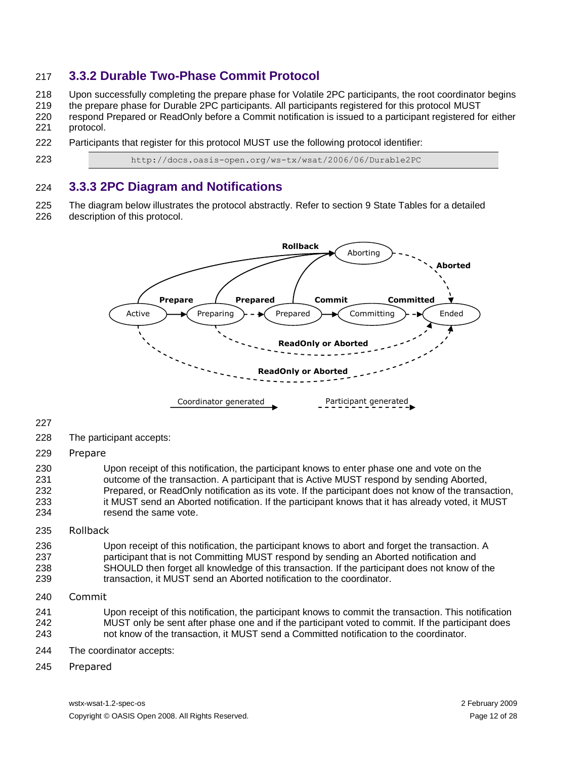### 3.3.2 Durable Two-Phase Commit Protocol

Upon successfully completing the prepare phase for Volatile 2PC participants, the root coordinator begins the prepare phase for Durable 2PC participants. All participants registered for this protocol MUST respond Prepared or ReadOnly before a Commit notification is issued to a participant registered for either protocol.

Participants that register for this protocol MUST use the following protocol identifier:

```
http://docs.oasis-open.org/ws-tx/wsat/2006/06/Durable2PC
```

### 3.3.3 2PC Diagram and Notifications

The diagram below illustrates the protocol abstractly. Refer to section 9 State Tables for a detailed description of this protocol.

Rollback
Aborting
Aborted
Prepare
Prepared
Commit
Committed
Active
Preparing
Prepared
Committing
Ended
ReadOnly or Aborted
ReadOnly or Aborted
Coordinator generated
Participant generated

The participant accepts:

Prepare

> Upon receipt of this notification, the participant knows to enter phase one and vote on the outcome of the transaction. A participant that is Active MUST respond by sending Aborted, Prepared, or ReadOnly notification as its vote. If the participant does not know of the transaction, it MUST send an Aborted notification. If the participant knows that it has already voted, it MUST resend the same vote.

Rollback

> Upon receipt of this notification, the participant knows to abort and forget the transaction. A participant that is not Committing MUST respond by sending an Aborted notification and SHOULD then forget all knowledge of this transaction. If the participant does not know of the transaction, it MUST send an Aborted notification to the coordinator.

Commit

> Upon receipt of this notification, the participant knows to commit the transaction. This notification MUST only be sent after phase one and if the participant voted to commit. If the participant does not know of the transaction, it MUST send a Committed notification to the coordinator.

The coordinator accepts:

Prepared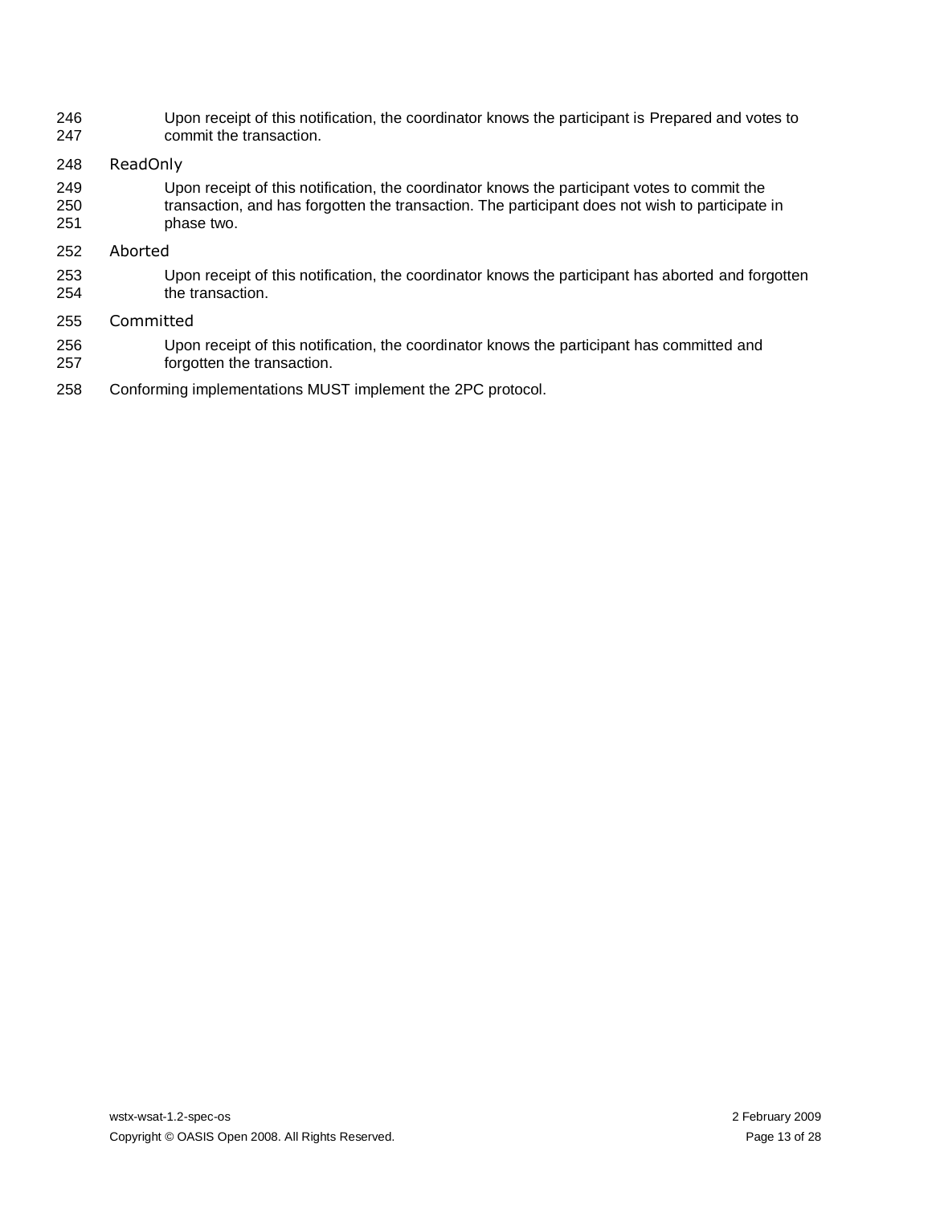Upon receipt of this notification, the coordinator knows the participant is Prepared and votes to commit the transaction.

ReadOnly

Upon receipt of this notification, the coordinator knows the participant votes to commit the transaction, and has forgotten the transaction. The participant does not wish to participate in phase two.

Aborted

Upon receipt of this notification, the coordinator knows the participant has aborted and forgotten the transaction.

Committed

Upon receipt of this notification, the coordinator knows the participant has committed and forgotten the transaction.

Conforming implementations MUST implement the 2PC protocol.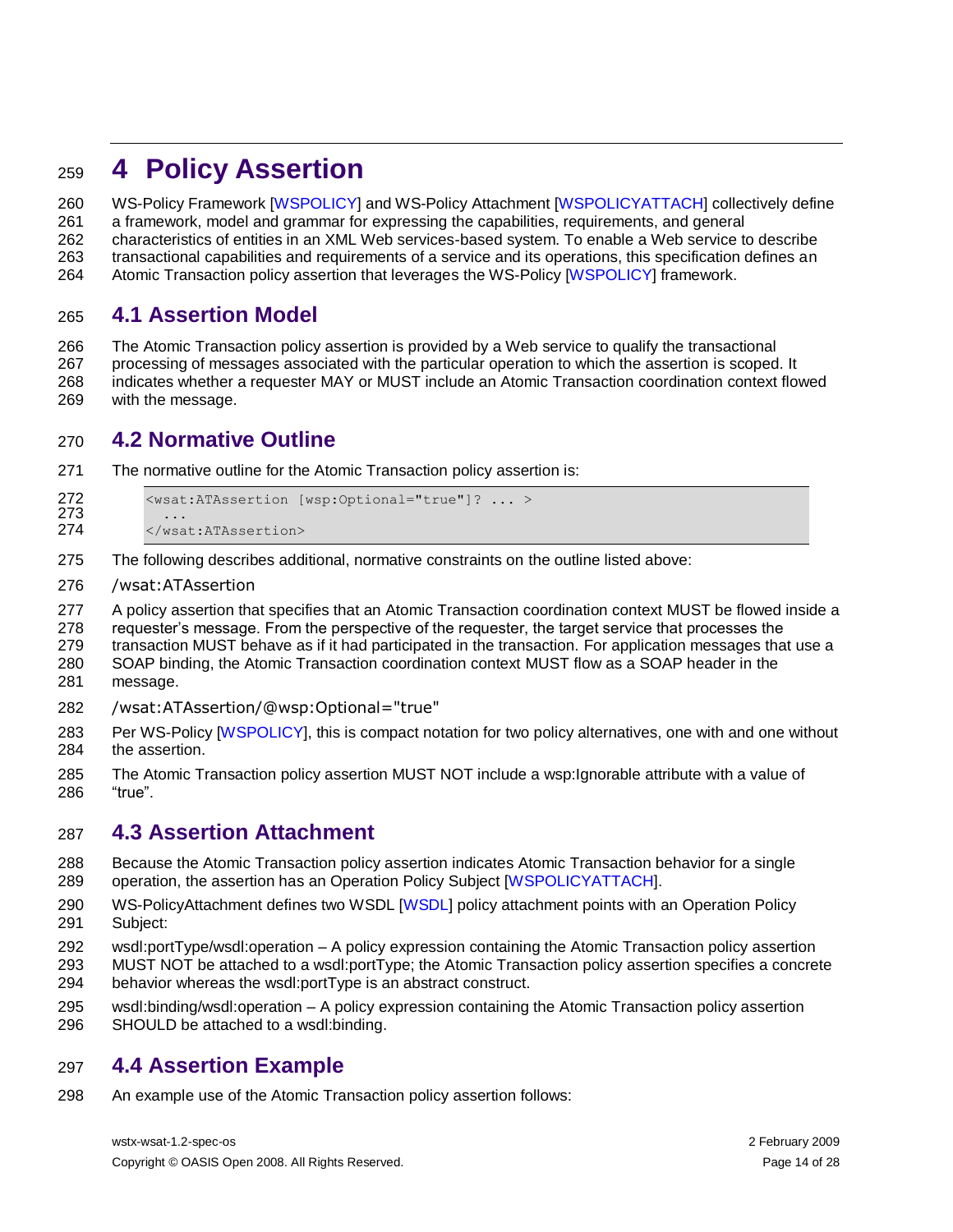# 4 Policy Assertion

WS-Policy Framework [WSPOLICY] and WS-Policy Attachment [WSPOLICYATTACH] collectively define a framework, model and grammar for expressing the capabilities, requirements, and general characteristics of entities in an XML Web services-based system. To enable a Web service to describe transactional capabilities and requirements of a service and its operations, this specification defines an Atomic Transaction policy assertion that leverages the WS-Policy [WSPOLICY] framework.

## 4.1 Assertion Model

The Atomic Transaction policy assertion is provided by a Web service to qualify the transactional processing of messages associated with the particular operation to which the assertion is scoped. It indicates whether a requester MAY or MUST include an Atomic Transaction coordination context flowed with the message.

## 4.2 Normative Outline

The normative outline for the Atomic Transaction policy assertion is:

```
<wsat:ATAssertion [wsp:Optional="true"]? ... >
  ...
</wsat:ATAssertion>
```

The following describes additional, normative constraints on the outline listed above:

/wsat:ATAssertion

A policy assertion that specifies that an Atomic Transaction coordination context MUST be flowed inside a requester's message. From the perspective of the requester, the target service that processes the transaction MUST behave as if it had participated in the transaction. For application messages that use a SOAP binding, the Atomic Transaction coordination context MUST flow as a SOAP header in the message.

/wsat:ATAssertion/@wsp:Optional="true"

Per WS-Policy [WSPOLICY], this is compact notation for two policy alternatives, one with and one without the assertion.

The Atomic Transaction policy assertion MUST NOT include a wsp:Ignorable attribute with a value of "true".

## 4.3 Assertion Attachment

Because the Atomic Transaction policy assertion indicates Atomic Transaction behavior for a single operation, the assertion has an Operation Policy Subject [WSPOLICYATTACH].

WS-PolicyAttachment defines two WSDL [WSDL] policy attachment points with an Operation Policy Subject:

wsdl:portType/wsdl:operation – A policy expression containing the Atomic Transaction policy assertion MUST NOT be attached to a wsdl:portType; the Atomic Transaction policy assertion specifies a concrete behavior whereas the wsdl:portType is an abstract construct.

wsdl:binding/wsdl:operation – A policy expression containing the Atomic Transaction policy assertion SHOULD be attached to a wsdl:binding.

## 4.4 Assertion Example

An example use of the Atomic Transaction policy assertion follows: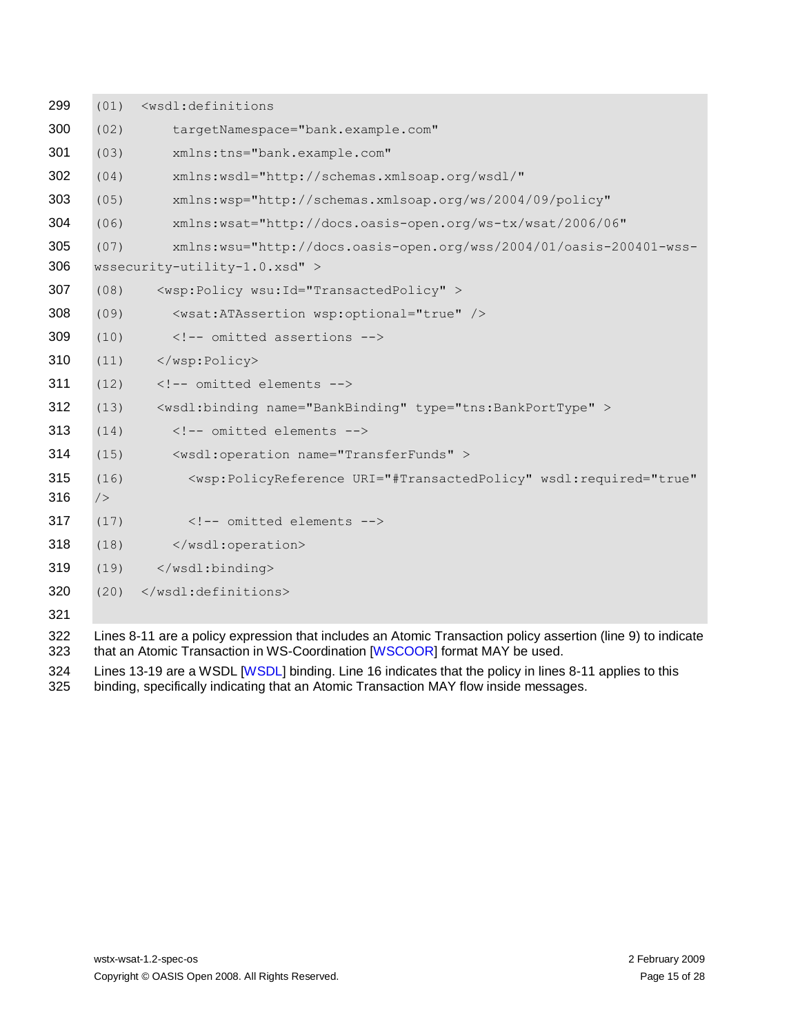```
(01) <wsdl:definitions
(02)     targetNamespace="bank.example.com"
(03)     xmlns:tns="bank.example.com"
(04)     xmlns:wsdl="http://schemas.xmlsoap.org/wsdl/"
(05)     xmlns:wsp="http://schemas.xmlsoap.org/ws/2004/09/policy"
(06)     xmlns:wsat="http://docs.oasis-open.org/ws-tx/wsat/2006/06"
(07)     xmlns:wsu="http://docs.oasis-open.org/wss/2004/01/oasis-200401-wss-
wssecurity-utility-1.0.xsd" >
(08)   <wsp:Policy wsu:Id="TransactedPolicy" >
(09)     <wsat:ATAssertion wsp:optional="true" />
(10)     <!-- omitted assertions -->
(11)   </wsp:Policy>
(12)   <!-- omitted elements -->
(13)   <wsdl:binding name="BankBinding" type="tns:BankPortType" >
(14)     <!-- omitted elements -->
(15)     <wsdl:operation name="TransferFunds" >
(16)       <wsp:PolicyReference URI="#TransactedPolicy" wsdl:required="true"
/>
(17)       <!-- omitted elements -->
(18)     </wsdl:operation>
(19)   </wsdl:binding>
(20) </wsdl:definitions>
```

Lines 8-11 are a policy expression that includes an Atomic Transaction policy assertion (line 9) to indicate that an Atomic Transaction in WS-Coordination [WSCOOR] format MAY be used.

Lines 13-19 are a WSDL [WSDL] binding. Line 16 indicates that the policy in lines 8-11 applies to this binding, specifically indicating that an Atomic Transaction MAY flow inside messages.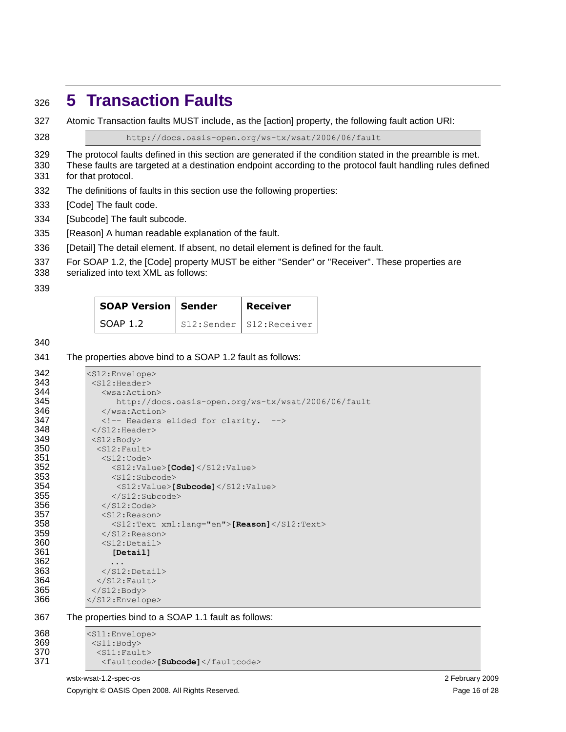# 5 Transaction Faults

Atomic Transaction faults MUST include, as the [action] property, the following fault action URI:

```
http://docs.oasis-open.org/ws-tx/wsat/2006/06/fault
```

The protocol faults defined in this section are generated if the condition stated in the preamble is met. These faults are targeted at a destination endpoint according to the protocol fault handling rules defined for that protocol.

The definitions of faults in this section use the following properties:

[Code] The fault code.

[Subcode] The fault subcode.

[Reason] A human readable explanation of the fault.

[Detail] The detail element. If absent, no detail element is defined for the fault.

For SOAP 1.2, the [Code] property MUST be either "Sender" or "Receiver". These properties are serialized into text XML as follows:

| SOAP Version | Sender | Receiver |
|---|---|---|
| SOAP 1.2 | S12:Sender | S12:Receiver |

The properties above bind to a SOAP 1.2 fault as follows:

```
<S12:Envelope>
 <S12:Header>
   <wsa:Action>
      http://docs.oasis-open.org/ws-tx/wsat/2006/06/fault
   </wsa:Action>
   <!-- Headers elided for clarity.  -->
 </S12:Header>
 <S12:Body>
  <S12:Fault>
   <S12:Code>
     <S12:Value>[Code]</S12:Value>
     <S12:Subcode>
      <S12:Value>[Subcode]</S12:Value>
     </S12:Subcode>
   </S12:Code>
   <S12:Reason>
     <S12:Text xml:lang="en">[Reason]</S12:Text>
   </S12:Reason>
   <S12:Detail>
     [Detail]
     ...
   </S12:Detail>
  </S12:Fault>
 </S12:Body>
</S12:Envelope>
```

The properties bind to a SOAP 1.1 fault as follows:

```
<S11:Envelope>
 <S11:Body>
  <S11:Fault>
   <faultcode>[Subcode]</faultcode>
```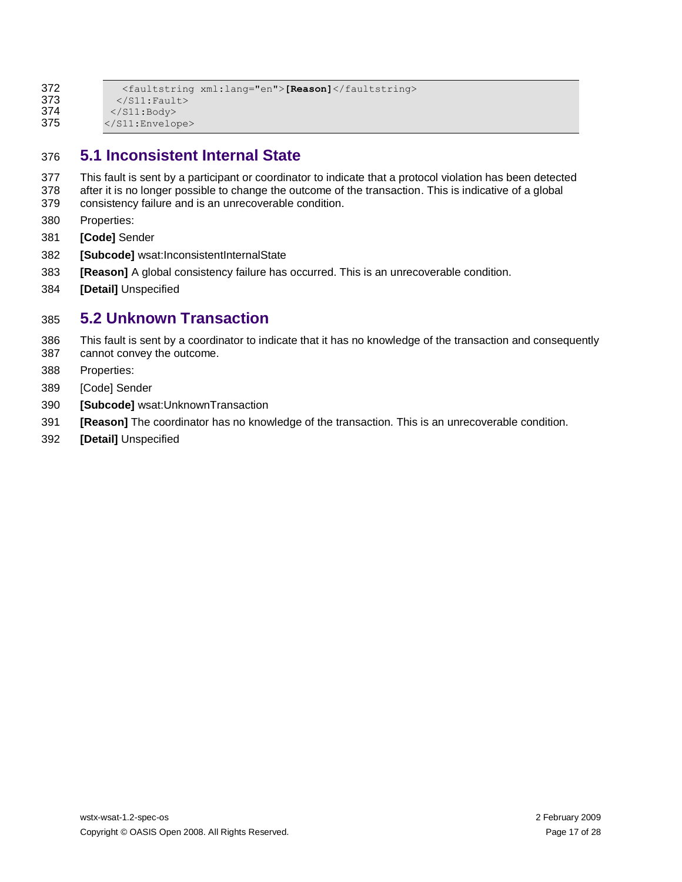```
        <faultstring xml:lang="en">[Reason]</faultstring>
      </S11:Fault>
    </S11:Body>
</S11:Envelope>
```

## 5.1 Inconsistent Internal State

This fault is sent by a participant or coordinator to indicate that a protocol violation has been detected after it is no longer possible to change the outcome of the transaction. This is indicative of a global consistency failure and is an unrecoverable condition.

Properties:

**[Code]** Sender

**[Subcode]** wsat:InconsistentInternalState

**[Reason]** A global consistency failure has occurred. This is an unrecoverable condition.

**[Detail]** Unspecified

## 5.2 Unknown Transaction

This fault is sent by a coordinator to indicate that it has no knowledge of the transaction and consequently cannot convey the outcome.

Properties:

[Code] Sender

**[Subcode]** wsat:UnknownTransaction

**[Reason]** The coordinator has no knowledge of the transaction. This is an unrecoverable condition.

**[Detail]** Unspecified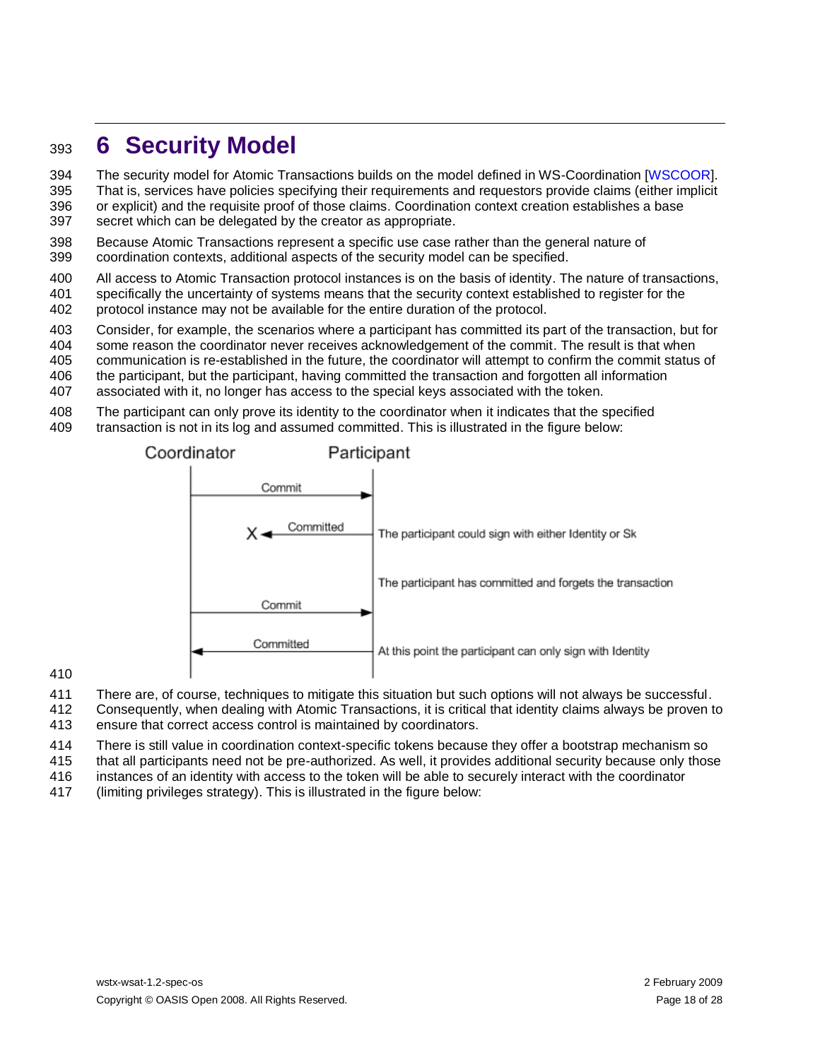# 6 Security Model

The security model for Atomic Transactions builds on the model defined in WS-Coordination [WSCOOR]. That is, services have policies specifying their requirements and requestors provide claims (either implicit or explicit) and the requisite proof of those claims. Coordination context creation establishes a base secret which can be delegated by the creator as appropriate.

Because Atomic Transactions represent a specific use case rather than the general nature of coordination contexts, additional aspects of the security model can be specified.

All access to Atomic Transaction protocol instances is on the basis of identity. The nature of transactions, specifically the uncertainty of systems means that the security context established to register for the protocol instance may not be available for the entire duration of the protocol.

Consider, for example, the scenarios where a participant has committed its part of the transaction, but for some reason the coordinator never receives acknowledgement of the commit. The result is that when communication is re-established in the future, the coordinator will attempt to confirm the commit status of the participant, but the participant, having committed the transaction and forgotten all information associated with it, no longer has access to the special keys associated with the token.

The participant can only prove its identity to the coordinator when it indicates that the specified transaction is not in its log and assumed committed. This is illustrated in the figure below:

Coordinator

Participant

Commit

Committed

X

The participant could sign with either Identity or Sk

The participant has committed and forgets the transaction

Commit

Committed

At this point the participant can only sign with Identity

There are, of course, techniques to mitigate this situation but such options will not always be successful. Consequently, when dealing with Atomic Transactions, it is critical that identity claims always be proven to ensure that correct access control is maintained by coordinators.

There is still value in coordination context-specific tokens because they offer a bootstrap mechanism so that all participants need not be pre-authorized. As well, it provides additional security because only those instances of an identity with access to the token will be able to securely interact with the coordinator (limiting privileges strategy). This is illustrated in the figure below: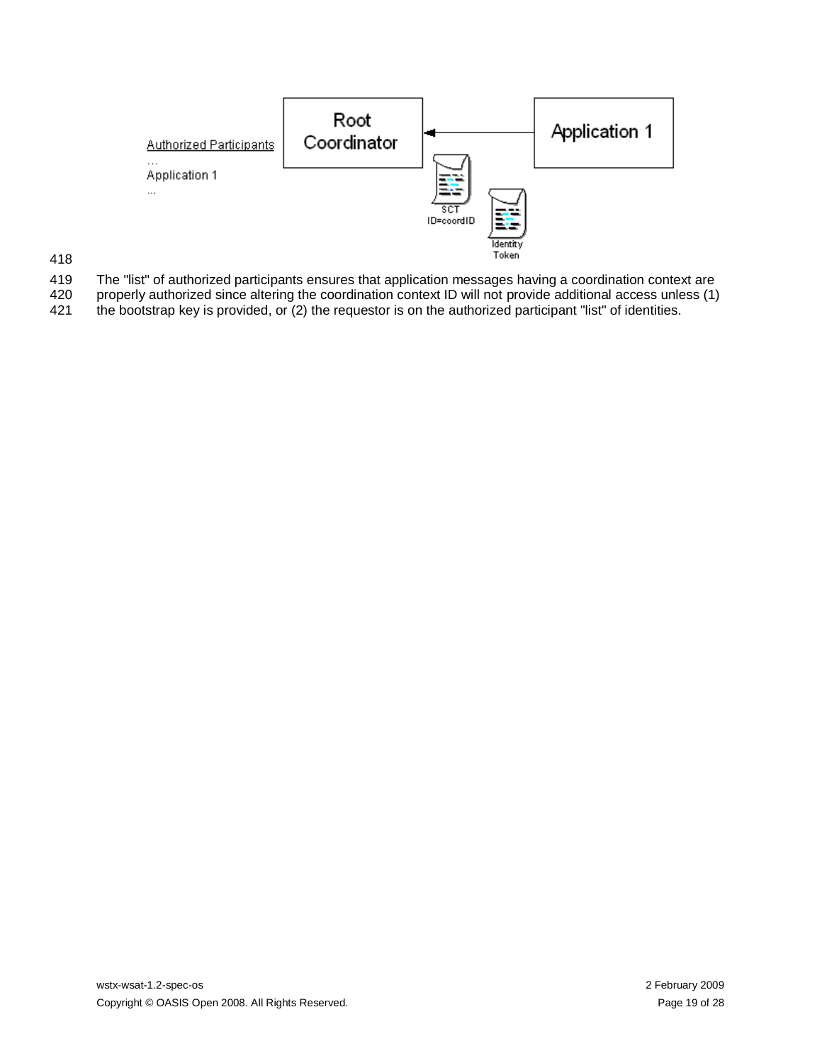Authorized Participants
...
Application 1
...

Root Coordinator

Application 1

SCT
ID=coordID

Identity
Token

The "list" of authorized participants ensures that application messages having a coordination context are properly authorized since altering the coordination context ID will not provide additional access unless (1) the bootstrap key is provided, or (2) the requestor is on the authorized participant "list" of identities.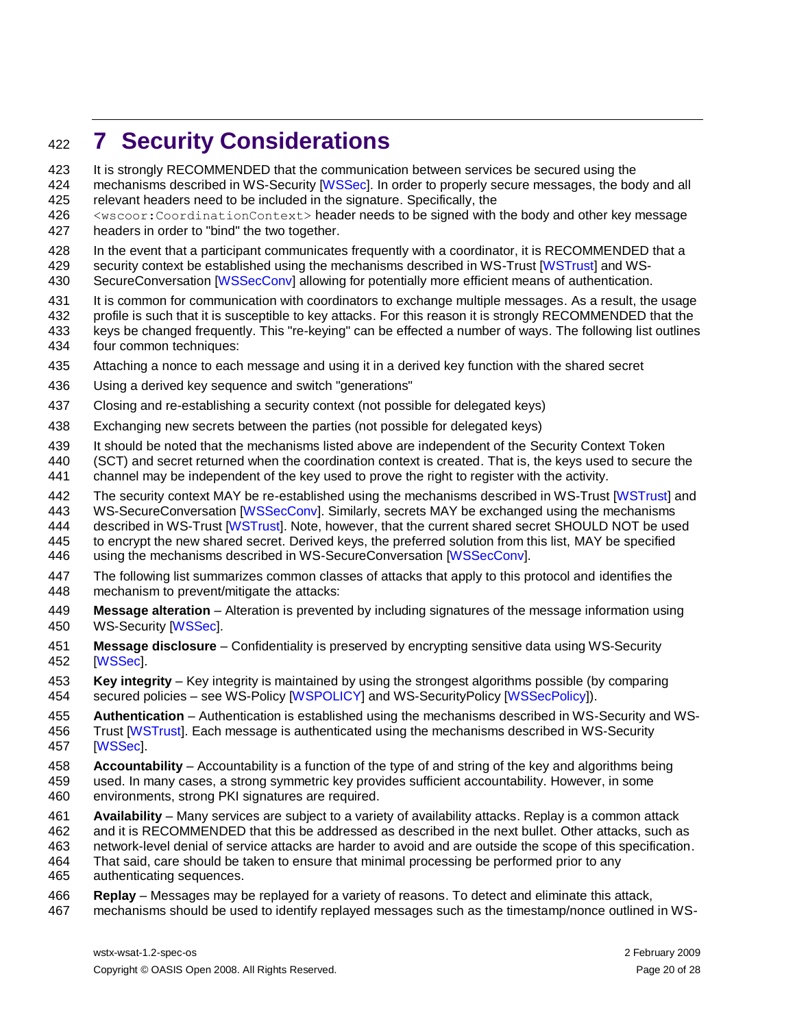# 7 Security Considerations

It is strongly RECOMMENDED that the communication between services be secured using the mechanisms described in WS-Security [WSSec]. In order to properly secure messages, the body and all relevant headers need to be included in the signature. Specifically, the `<wscoor:CoordinationContext>` header needs to be signed with the body and other key message headers in order to "bind" the two together.

In the event that a participant communicates frequently with a coordinator, it is RECOMMENDED that a security context be established using the mechanisms described in WS-Trust [WSTrust] and WS-SecureConversation [WSSecConv] allowing for potentially more efficient means of authentication.

It is common for communication with coordinators to exchange multiple messages. As a result, the usage profile is such that it is susceptible to key attacks. For this reason it is strongly RECOMMENDED that the keys be changed frequently. This "re-keying" can be effected a number of ways. The following list outlines four common techniques:

Attaching a nonce to each message and using it in a derived key function with the shared secret

Using a derived key sequence and switch "generations"

Closing and re-establishing a security context (not possible for delegated keys)

Exchanging new secrets between the parties (not possible for delegated keys)

It should be noted that the mechanisms listed above are independent of the Security Context Token (SCT) and secret returned when the coordination context is created. That is, the keys used to secure the channel may be independent of the key used to prove the right to register with the activity.

The security context MAY be re-established using the mechanisms described in WS-Trust [WSTrust] and WS-SecureConversation [WSSecConv]. Similarly, secrets MAY be exchanged using the mechanisms described in WS-Trust [WSTrust]. Note, however, that the current shared secret SHOULD NOT be used to encrypt the new shared secret. Derived keys, the preferred solution from this list, MAY be specified using the mechanisms described in WS-SecureConversation [WSSecConv].

The following list summarizes common classes of attacks that apply to this protocol and identifies the mechanism to prevent/mitigate the attacks:

**Message alteration** – Alteration is prevented by including signatures of the message information using WS-Security [WSSec].

**Message disclosure** – Confidentiality is preserved by encrypting sensitive data using WS-Security [WSSec].

**Key integrity** – Key integrity is maintained by using the strongest algorithms possible (by comparing secured policies – see WS-Policy [WSPOLICY] and WS-SecurityPolicy [WSSecPolicy]).

**Authentication** – Authentication is established using the mechanisms described in WS-Security and WS-Trust [WSTrust]. Each message is authenticated using the mechanisms described in WS-Security [WSSec].

**Accountability** – Accountability is a function of the type of and string of the key and algorithms being used. In many cases, a strong symmetric key provides sufficient accountability. However, in some environments, strong PKI signatures are required.

**Availability** – Many services are subject to a variety of availability attacks. Replay is a common attack and it is RECOMMENDED that this be addressed as described in the next bullet. Other attacks, such as network-level denial of service attacks are harder to avoid and are outside the scope of this specification. That said, care should be taken to ensure that minimal processing be performed prior to any authenticating sequences.

**Replay** – Messages may be replayed for a variety of reasons. To detect and eliminate this attack, mechanisms should be used to identify replayed messages such as the timestamp/nonce outlined in WS-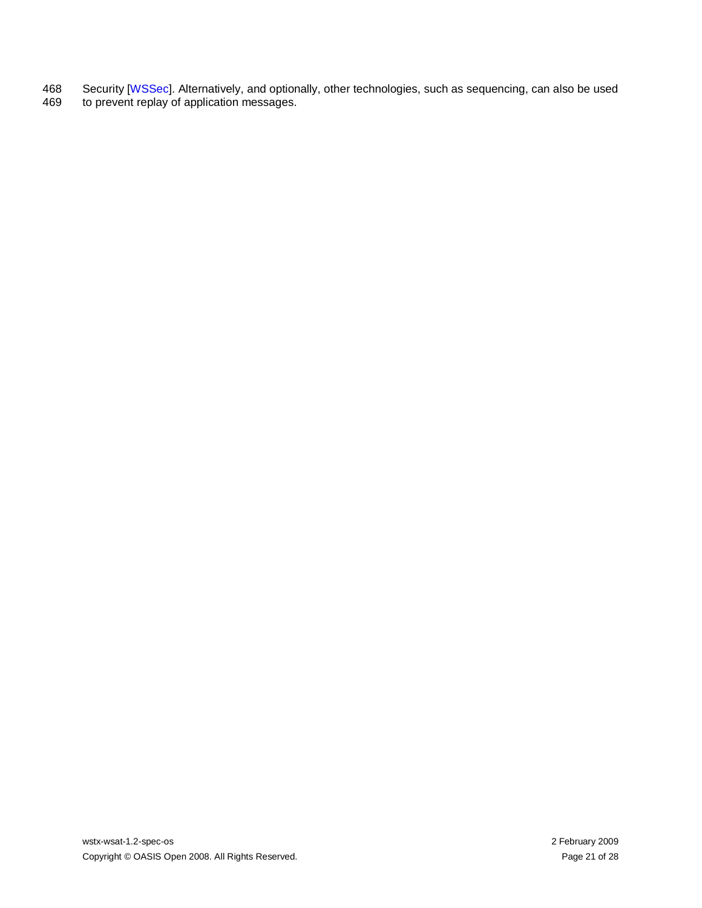Security [WSSec]. Alternatively, and optionally, other technologies, such as sequencing, can also be used to prevent replay of application messages.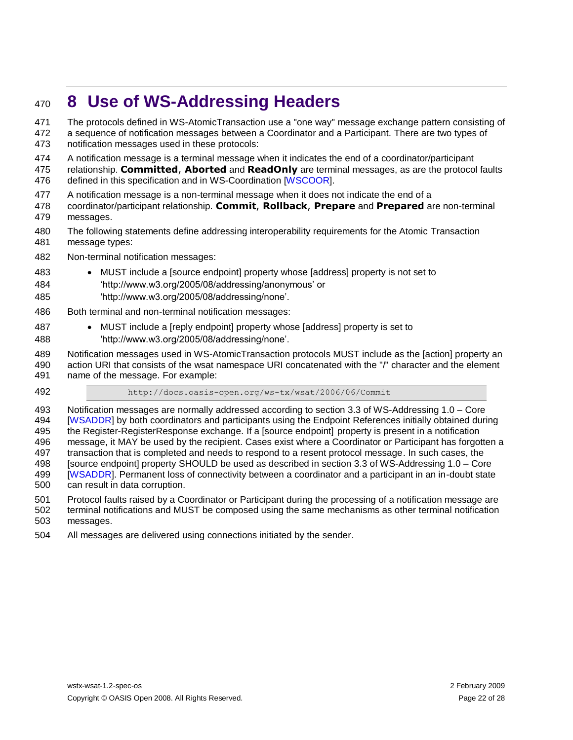# 8 Use of WS-Addressing Headers

The protocols defined in WS-AtomicTransaction use a "one way" message exchange pattern consisting of a sequence of notification messages between a Coordinator and a Participant. There are two types of notification messages used in these protocols:

A notification message is a terminal message when it indicates the end of a coordinator/participant relationship. **Committed**, **Aborted** and **ReadOnly** are terminal messages, as are the protocol faults defined in this specification and in WS-Coordination [WSCOOR].

A notification message is a non-terminal message when it does not indicate the end of a coordinator/participant relationship. **Commit**, **Rollback**, **Prepare** and **Prepared** are non-terminal messages.

The following statements define addressing interoperability requirements for the Atomic Transaction message types:

Non-terminal notification messages:

- MUST include a [source endpoint] property whose [address] property is not set to 'http://www.w3.org/2005/08/addressing/anonymous' or 'http://www.w3.org/2005/08/addressing/none'.

Both terminal and non-terminal notification messages:

- MUST include a [reply endpoint] property whose [address] property is set to 'http://www.w3.org/2005/08/addressing/none'.

Notification messages used in WS-AtomicTransaction protocols MUST include as the [action] property an action URI that consists of the wsat namespace URI concatenated with the "/" character and the element name of the message. For example:

```
http://docs.oasis-open.org/ws-tx/wsat/2006/06/Commit
```

Notification messages are normally addressed according to section 3.3 of WS-Addressing 1.0 – Core [WSADDR] by both coordinators and participants using the Endpoint References initially obtained during the Register-RegisterResponse exchange. If a [source endpoint] property is present in a notification message, it MAY be used by the recipient. Cases exist where a Coordinator or Participant has forgotten a transaction that is completed and needs to respond to a resent protocol message. In such cases, the [source endpoint] property SHOULD be used as described in section 3.3 of WS-Addressing 1.0 – Core [WSADDR]. Permanent loss of connectivity between a coordinator and a participant in an in-doubt state can result in data corruption.

Protocol faults raised by a Coordinator or Participant during the processing of a notification message are terminal notifications and MUST be composed using the same mechanisms as other terminal notification messages.

All messages are delivered using connections initiated by the sender.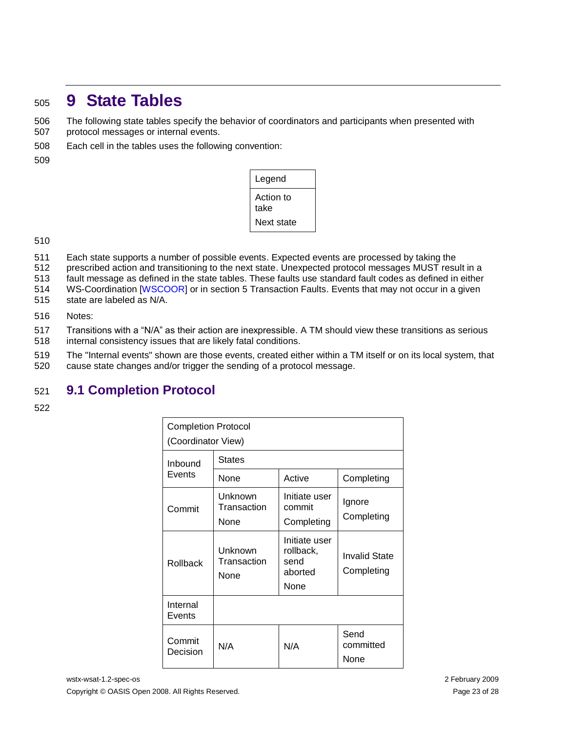# 9 State Tables

The following state tables specify the behavior of coordinators and participants when presented with protocol messages or internal events.

Each cell in the tables uses the following convention:

| Legend |
|---|
| Action to take<br><br>Next state |

Each state supports a number of possible events. Expected events are processed by taking the prescribed action and transitioning to the next state. Unexpected protocol messages MUST result in a fault message as defined in the state tables. These faults use standard fault codes as defined in either WS-Coordination [WSCOOR] or in section 5 Transaction Faults. Events that may not occur in a given state are labeled as N/A.

Notes:

Transitions with a "N/A" as their action are inexpressible. A TM should view these transitions as serious internal consistency issues that are likely fatal conditions.

The "Internal events" shown are those events, created either within a TM itself or on its local system, that cause state changes and/or trigger the sending of a protocol message.

## 9.1 Completion Protocol

| Completion Protocol (Coordinator View) | | | |
|---|---|---|---|
| Inbound Events | States | | |
| | None | Active | Completing |
| Commit | Unknown Transaction<br><br>None | Initiate user commit<br><br>Completing | Ignore<br><br>Completing |
| Rollback | Unknown Transaction<br><br>None | Initiate user rollback, send aborted<br><br>None | Invalid State<br><br>Completing |
| Internal Events | | | |
| Commit Decision | N/A | N/A | Send committed<br><br>None |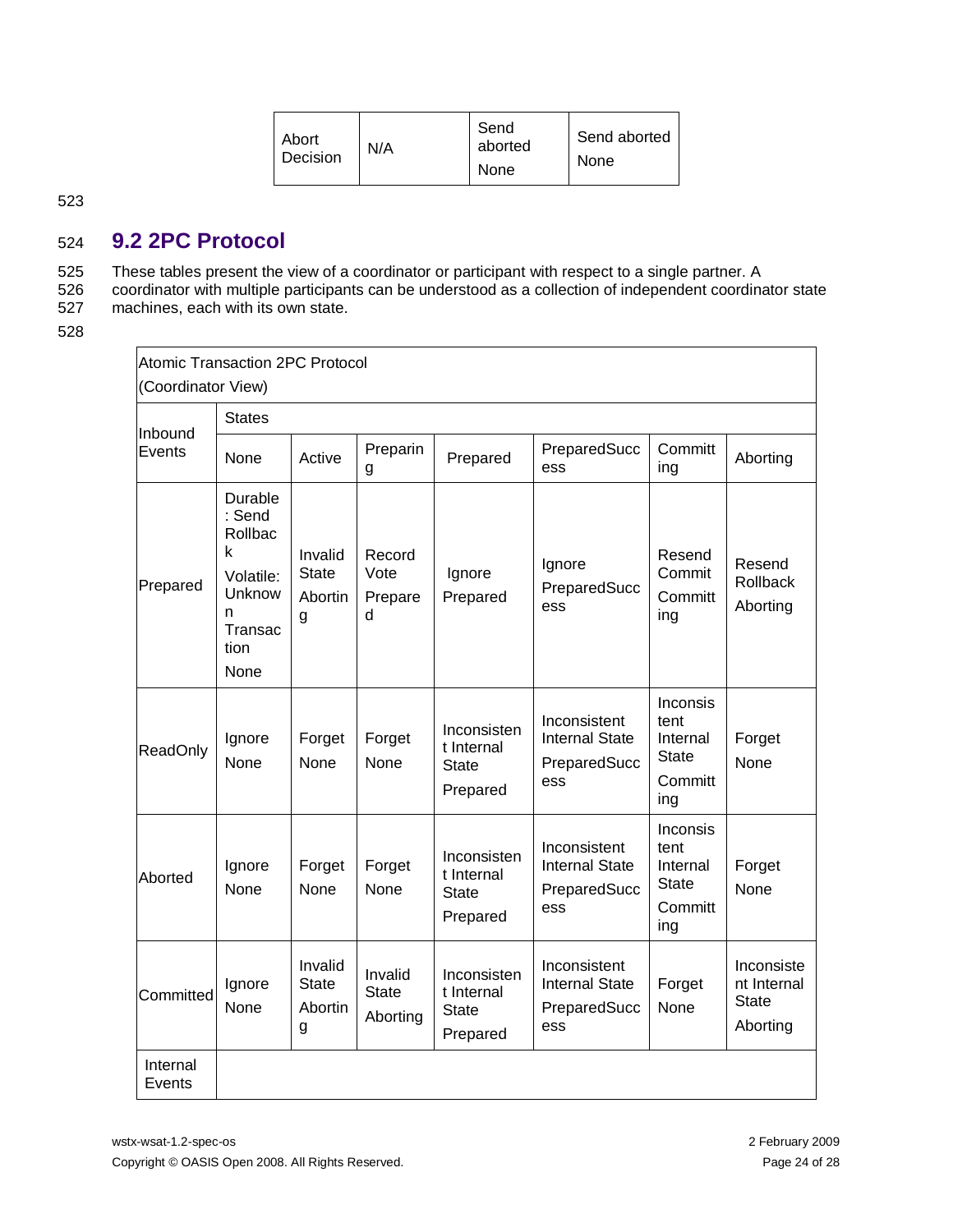| Abort Decision | N/A | Send aborted<br>None | Send aborted<br>None |
|---|---|---|---|

## 9.2 2PC Protocol

These tables present the view of a coordinator or participant with respect to a single partner. A coordinator with multiple participants can be understood as a collection of independent coordinator state machines, each with its own state.

| Atomic Transaction 2PC Protocol (Coordinator View) | | | | | | | |
|---|---|---|---|---|---|---|---|
| Inbound Events | States | | | | | | |
| | None | Active | Preparing | Prepared | PreparedSuccess | Committing | Aborting |
| Prepared | Durable: Send Rollback<br>Volatile: Unknown Transaction<br>None | Invalid State<br>Aborting | Record Vote<br>Prepared | Ignore<br>Prepared | Ignore<br>PreparedSuccess | Resend Commit<br>Committing | Resend Rollback<br>Aborting |
| ReadOnly | Ignore<br>None | Forget<br>None | Forget<br>None | Inconsistent Internal State<br>Prepared | Inconsistent Internal State<br>PreparedSuccess | Inconsistent Internal State<br>Committing | Forget<br>None |
| Aborted | Ignore<br>None | Forget<br>None | Forget<br>None | Inconsistent Internal State<br>Prepared | Inconsistent Internal State<br>PreparedSuccess | Inconsistent Internal State<br>Committing | Forget<br>None |
| Committed | Ignore<br>None | Invalid State<br>Aborting | Invalid State<br>Aborting | Inconsistent Internal State<br>Prepared | Inconsistent Internal State<br>PreparedSuccess | Forget<br>None | Inconsistent Internal State<br>Aborting |
| Internal Events | | | | | | | |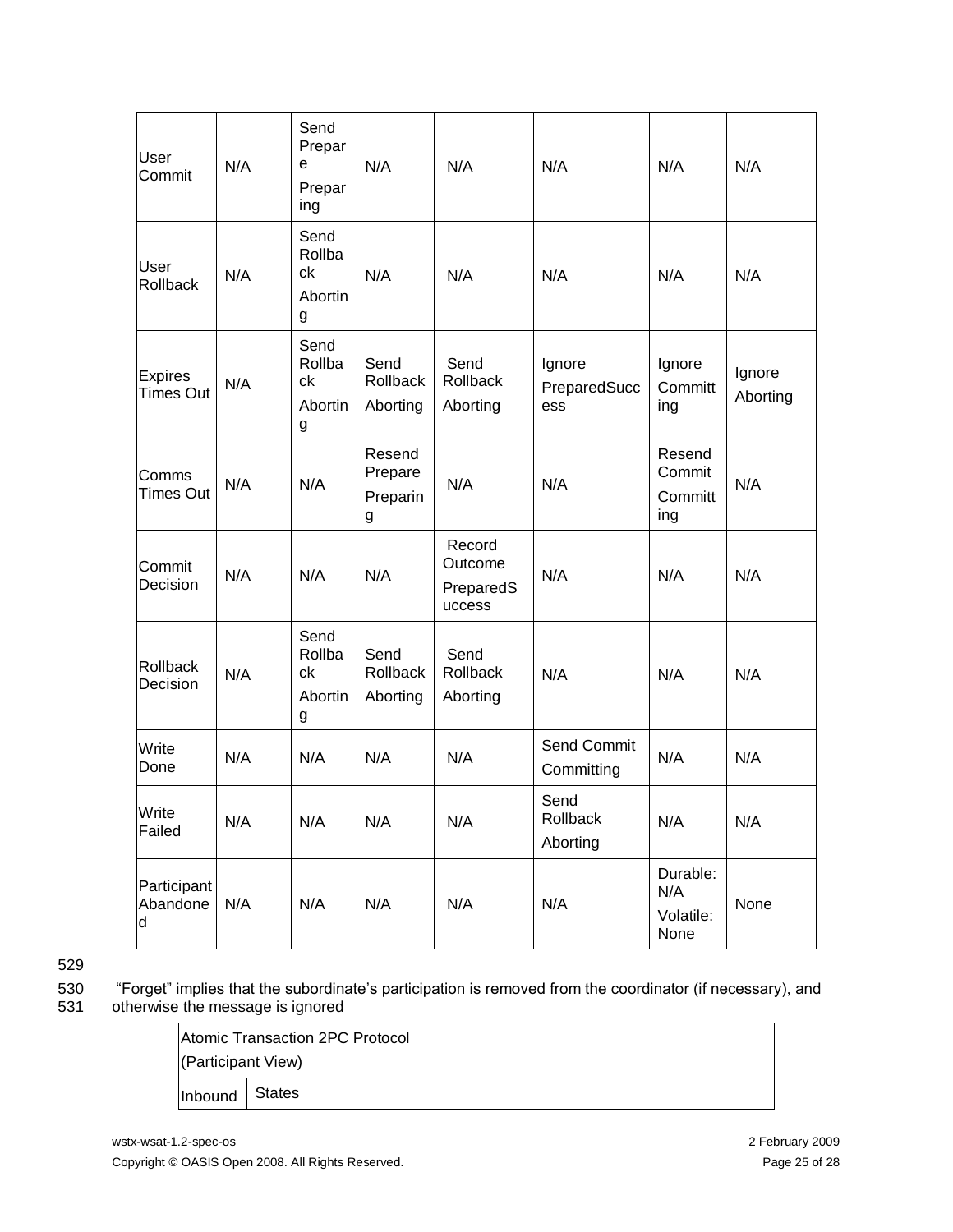| | | | | | | | |
|---|---|---|---|---|---|---|---|
| User Commit | N/A | Send Prepare<br>Preparing | N/A | N/A | N/A | N/A | N/A |
| User Rollback | N/A | Send Rollback<br>Aborting | N/A | N/A | N/A | N/A | N/A |
| Expires Times Out | N/A | Send Rollback<br>Aborting | Send Rollback<br>Aborting | Send Rollback<br>Aborting | Ignore<br>PreparedSuccess | Ignore<br>Committing | Ignore<br>Aborting |
| Comms Times Out | N/A | N/A | Resend Prepare<br>Preparing | N/A | N/A | Resend Commit<br>Committing | N/A |
| Commit Decision | N/A | N/A | N/A | Record Outcome<br>PreparedSuccess | N/A | N/A | N/A |
| Rollback Decision | N/A | Send Rollback<br>Aborting | Send Rollback<br>Aborting | Send Rollback<br>Aborting | N/A | N/A | N/A |
| Write Done | N/A | N/A | N/A | N/A | Send Commit<br>Committing | N/A | N/A |
| Write Failed | N/A | N/A | N/A | N/A | Send Rollback<br>Aborting | N/A | N/A |
| Participant Abandoned | N/A | N/A | N/A | N/A | N/A | Durable: N/A<br>Volatile: None | None |

529

530 "Forget" implies that the subordinate's participation is removed from the coordinator (if necessary), and
531 otherwise the message is ignored

| Atomic Transaction 2PC Protocol (Participant View) | |
|---|---|
| Inbound | States |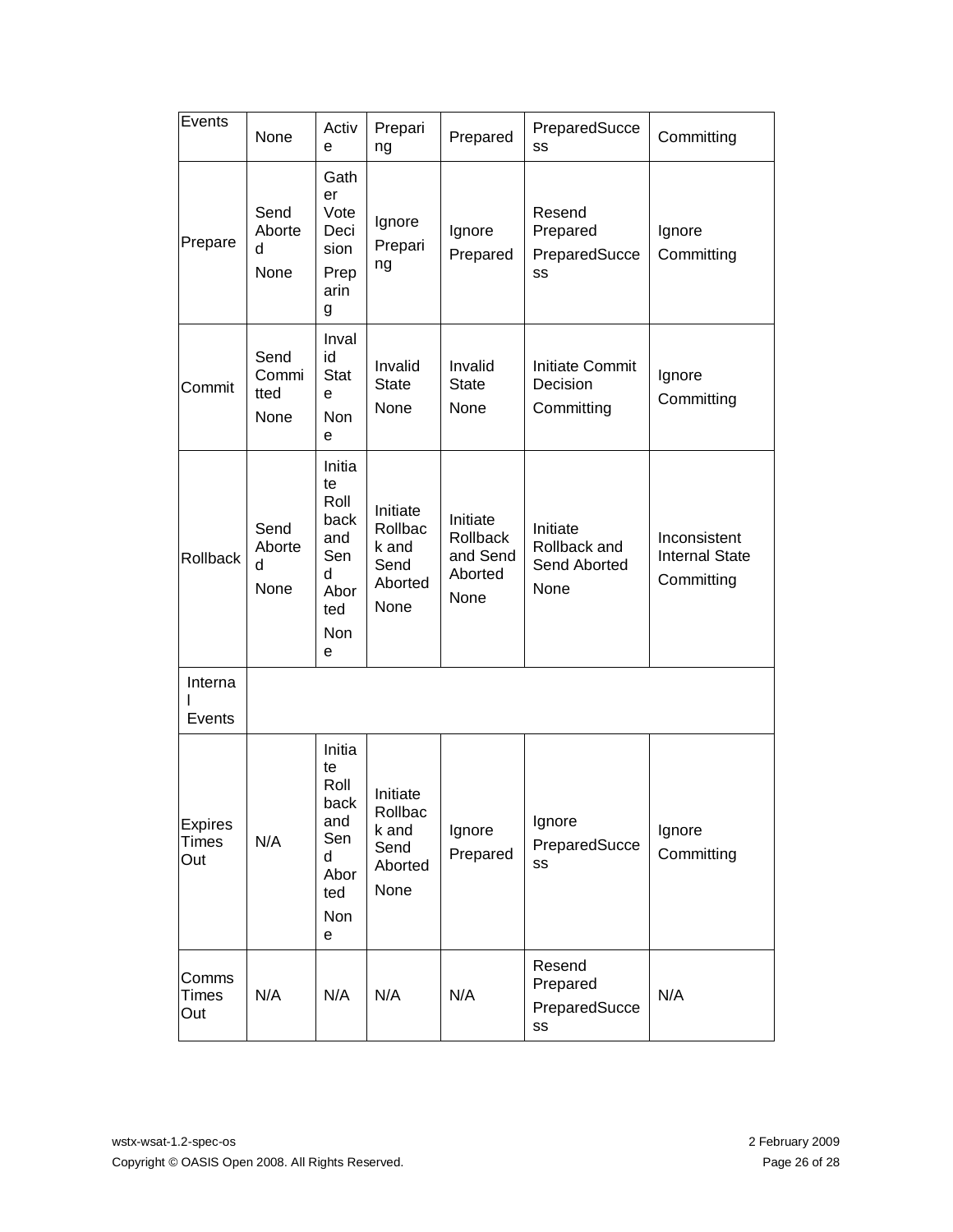| Events | None | Active | Preparing | Prepared | PreparedSuccess | Committing |
|---|---|---|---|---|---|---|
| Prepare | Send Aborted None | Gather Vote Decision Preparing | Ignore Preparing | Ignore Prepared | Resend Prepared PreparedSuccess | Ignore Committing |
| Commit | Send Committed None | Invalid State None | Invalid State None | Invalid State None | Initiate Commit Decision Committing | Ignore Committing |
| Rollback | Send Aborted None | Initiate Rollback and Send Aborted None | Initiate Rollback and Send Aborted None | Initiate Rollback and Send Aborted None | Initiate Rollback and Send Aborted None | Inconsistent Internal State Committing |
| Internal Events | | | | | | |
| Expires Times Out | N/A | Initiate Rollback and Send Aborted None | Initiate Rollback and Send Aborted None | Ignore Prepared | Ignore PreparedSuccess | Ignore Committing |
| Comms Times Out | N/A | N/A | N/A | N/A | Resend Prepared PreparedSuccess | N/A |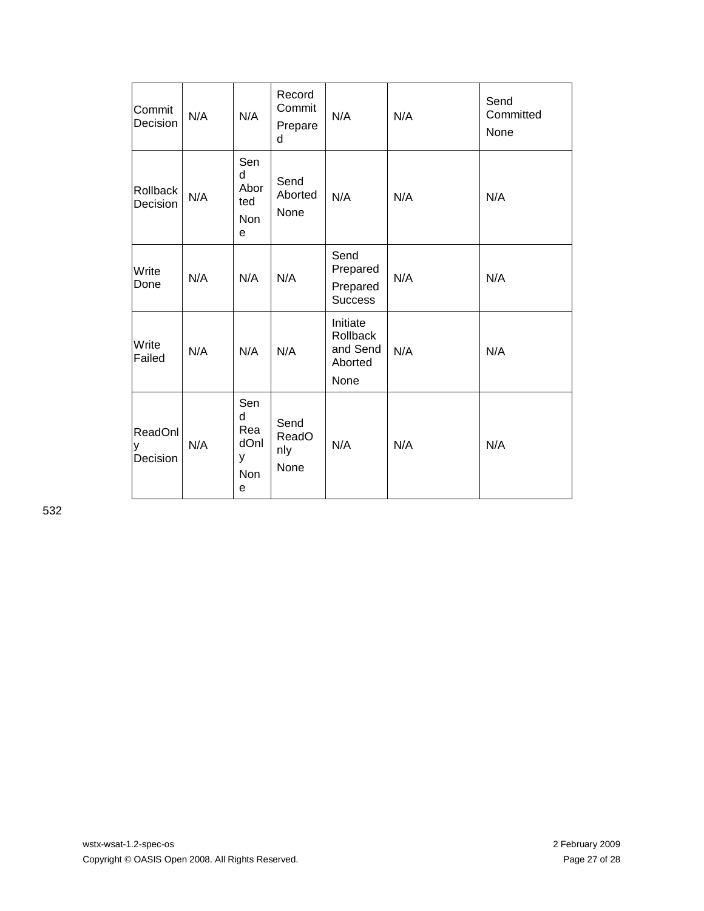| | | | | | | |
|---|---|---|---|---|---|---|
| Commit Decision | N/A | N/A | Record Commit Prepared | N/A | N/A | Send Committed None |
| Rollback Decision | N/A | Send Aborted None | Send Aborted None | N/A | N/A | N/A |
| Write Done | N/A | N/A | N/A | Send Prepared Prepared Success | N/A | N/A |
| Write Failed | N/A | N/A | N/A | Initiate Rollback and Send Aborted None | N/A | N/A |
| ReadOnly Decision | N/A | Send ReadOnly None | Send ReadOnly None | N/A | N/A | N/A |

532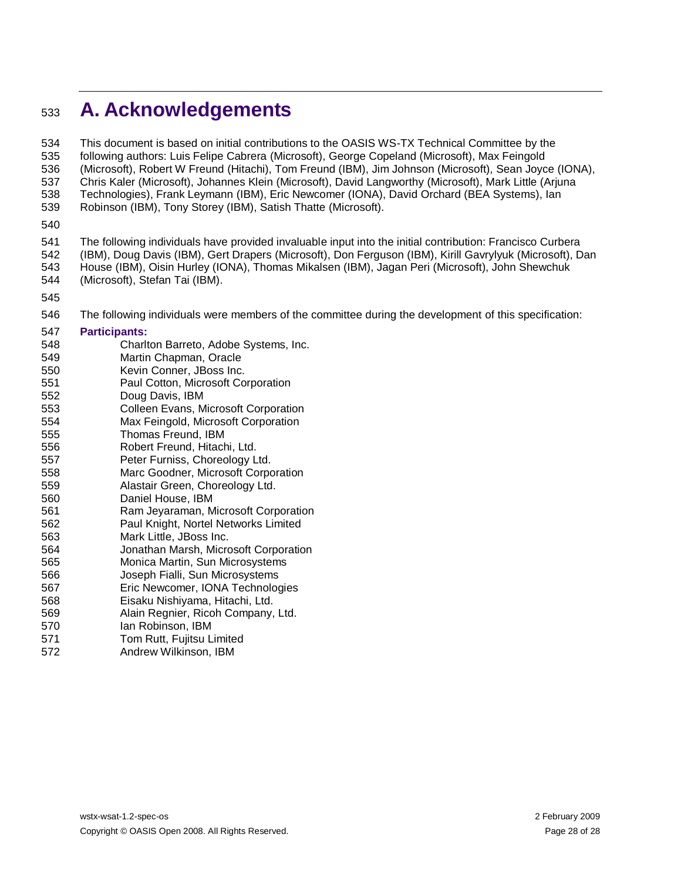# A. Acknowledgements

This document is based on initial contributions to the OASIS WS-TX Technical Committee by the following authors: Luis Felipe Cabrera (Microsoft), George Copeland (Microsoft), Max Feingold (Microsoft), Robert W Freund (Hitachi), Tom Freund (IBM), Jim Johnson (Microsoft), Sean Joyce (IONA), Chris Kaler (Microsoft), Johannes Klein (Microsoft), David Langworthy (Microsoft), Mark Little (Arjuna Technologies), Frank Leymann (IBM), Eric Newcomer (IONA), David Orchard (BEA Systems), Ian Robinson (IBM), Tony Storey (IBM), Satish Thatte (Microsoft).

The following individuals have provided invaluable input into the initial contribution: Francisco Curbera (IBM), Doug Davis (IBM), Gert Drapers (Microsoft), Don Ferguson (IBM), Kirill Gavrylyuk (Microsoft), Dan House (IBM), Oisin Hurley (IONA), Thomas Mikalsen (IBM), Jagan Peri (Microsoft), John Shewchuk (Microsoft), Stefan Tai (IBM).

The following individuals were members of the committee during the development of this specification:

**Participants:**

Charlton Barreto, Adobe Systems, Inc.
Martin Chapman, Oracle
Kevin Conner, JBoss Inc.
Paul Cotton, Microsoft Corporation
Doug Davis, IBM
Colleen Evans, Microsoft Corporation
Max Feingold, Microsoft Corporation
Thomas Freund, IBM
Robert Freund, Hitachi, Ltd.
Peter Furniss, Choreology Ltd.
Marc Goodner, Microsoft Corporation
Alastair Green, Choreology Ltd.
Daniel House, IBM
Ram Jeyaraman, Microsoft Corporation
Paul Knight, Nortel Networks Limited
Mark Little, JBoss Inc.
Jonathan Marsh, Microsoft Corporation
Monica Martin, Sun Microsystems
Joseph Fialli, Sun Microsystems
Eric Newcomer, IONA Technologies
Eisaku Nishiyama, Hitachi, Ltd.
Alain Regnier, Ricoh Company, Ltd.
Ian Robinson, IBM
Tom Rutt, Fujitsu Limited
Andrew Wilkinson, IBM